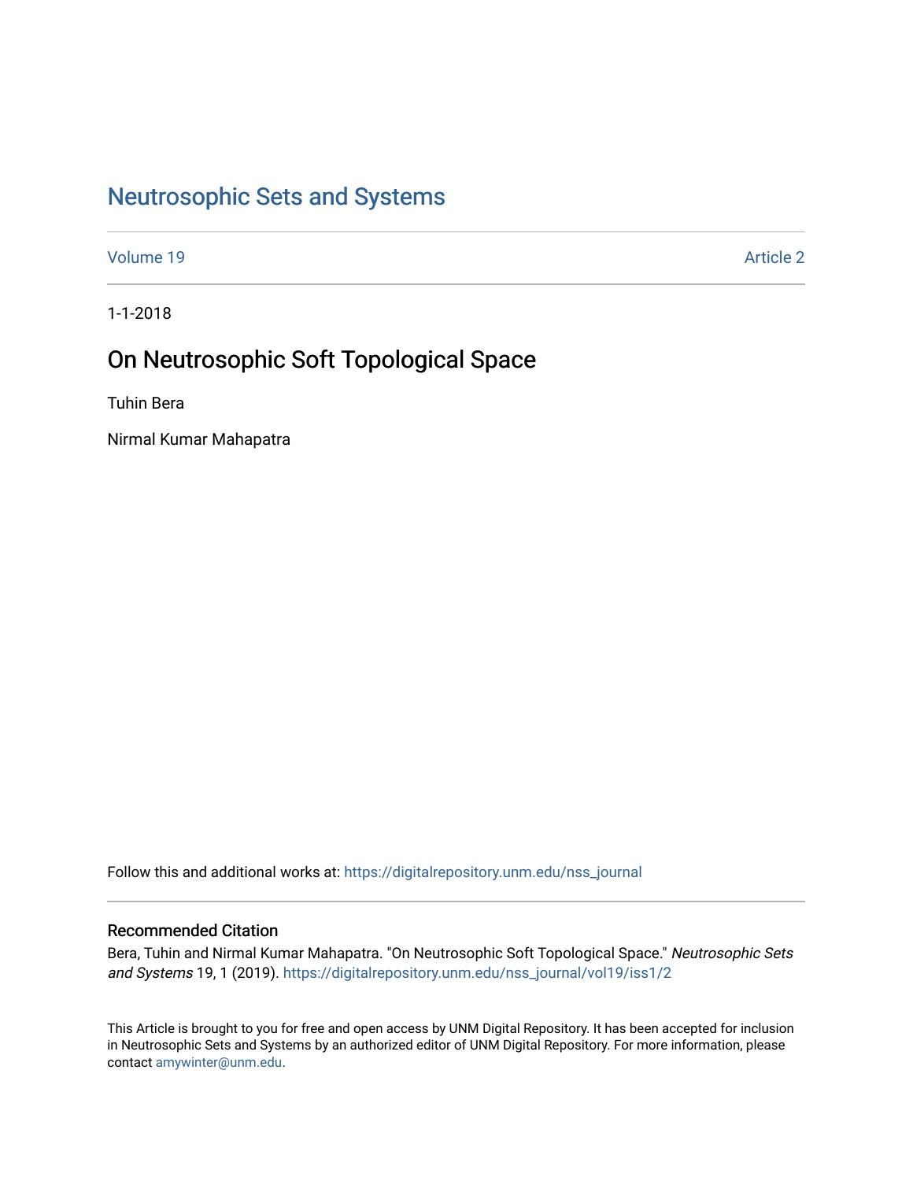# Neutrosophic Sets and Systems

Volume 19 Article 2

1-1-2018

## On Neutrosophic Soft Topological Space

Tuhin Bera

Nirmal Kumar Mahapatra

Follow this and additional works at: https://digitalrepository.unm.edu/nss_journal

### Recommended Citation

Bera, Tuhin and Nirmal Kumar Mahapatra. "On Neutrosophic Soft Topological Space." *Neutrosophic Sets and Systems* 19, 1 (2019). https://digitalrepository.unm.edu/nss_journal/vol19/iss1/2

This Article is brought to you for free and open access by UNM Digital Repository. It has been accepted for inclusion in Neutrosophic Sets and Systems by an authorized editor of UNM Digital Repository. For more information, please contact amywinter@unm.edu.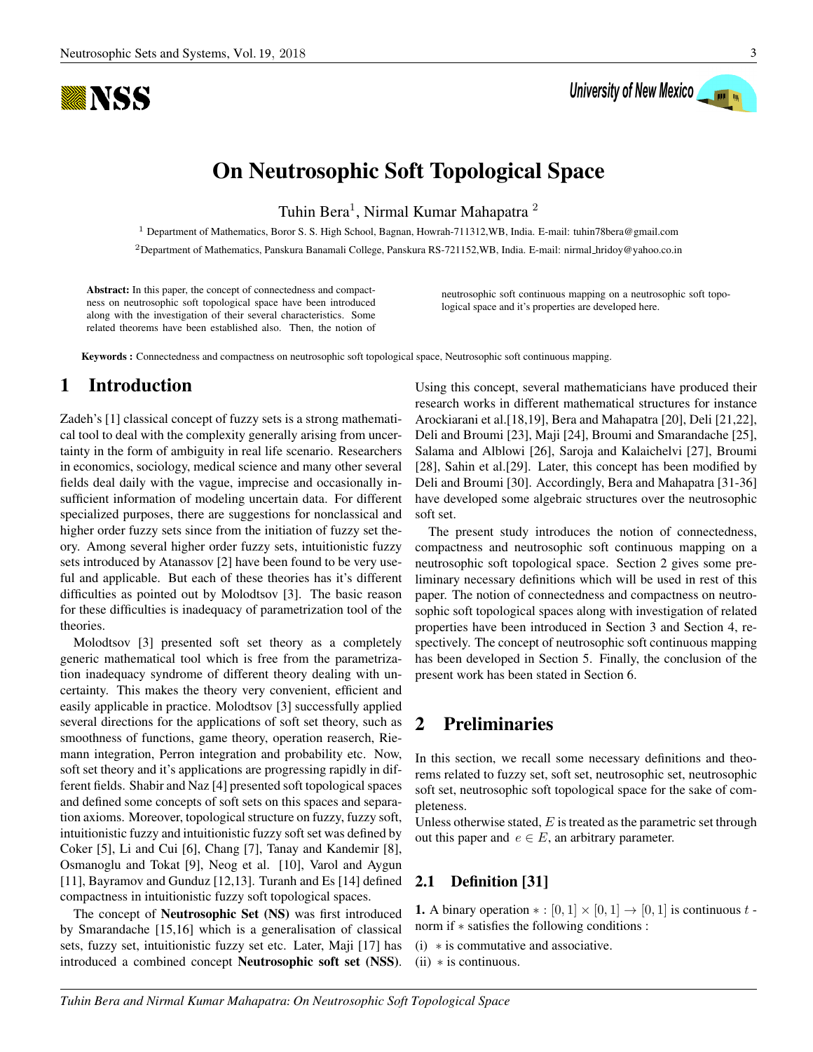# On Neutrosophic Soft Topological Space

Tuhin Bera[1], Nirmal Kumar Mahapatra [2]

[1] Department of Mathematics, Boror S. S. High School, Bagnan, Howrah-711312,WB, India. E-mail: tuhin78bera@gmail.com

[2] Department of Mathematics, Panskura Banamali College, Panskura RS-721152,WB, India. E-mail: nirmal_hridoy@yahoo.co.in

**Abstract:** In this paper, the concept of connectedness and compactness on neutrosophic soft topological space have been introduced along with the investigation of their several characteristics. Some related theorems have been established also. Then, the notion of neutrosophic soft continuous mapping on a neutrosophic soft topological space and it's properties are developed here.

**Keywords :** Connectedness and compactness on neutrosophic soft topological space, Neutrosophic soft continuous mapping.

## 1 Introduction

Zadeh's [1] classical concept of fuzzy sets is a strong mathematical tool to deal with the complexity generally arising from uncertainty in the form of ambiguity in real life scenario. Researchers in economics, sociology, medical science and many other several fields deal daily with the vague, imprecise and occasionally insufficient information of modeling uncertain data. For different specialized purposes, there are suggestions for nonclassical and higher order fuzzy sets since from the initiation of fuzzy set theory. Among several higher order fuzzy sets, intuitionistic fuzzy sets introduced by Atanassov [2] have been found to be very useful and applicable. But each of these theories has it's different difficulties as pointed out by Molodtsov [3]. The basic reason for these difficulties is inadequacy of parametrization tool of the theories.

Molodtsov [3] presented soft set theory as a completely generic mathematical tool which is free from the parametrization inadequacy syndrome of different theory dealing with uncertainty. This makes the theory very convenient, efficient and easily applicable in practice. Molodtsov [3] successfully applied several directions for the applications of soft set theory, such as smoothness of functions, game theory, operation reaserch, Riemann integration, Perron integration and probability etc. Now, soft set theory and it's applications are progressing rapidly in different fields. Shabir and Naz [4] presented soft topological spaces and defined some concepts of soft sets on this spaces and separation axioms. Moreover, topological structure on fuzzy, fuzzy soft, intuitionistic fuzzy and intuitionistic fuzzy soft set was defined by Coker [5], Li and Cui [6], Chang [7], Tanay and Kandemir [8], Osmanoglu and Tokat [9], Neog et al. [10], Varol and Aygun [11], Bayramov and Gunduz [12,13]. Turanh and Es [14] defined compactness in intuitionistic fuzzy soft topological spaces.

The concept of **Neutrosophic Set (NS)** was first introduced by Smarandache [15,16] which is a generalisation of classical sets, fuzzy set, intuitionistic fuzzy set etc. Later, Maji [17] has introduced a combined concept **Neutrosophic soft set (NSS)**. Using this concept, several mathematicians have produced their research works in different mathematical structures for instance Arockiarani et al.[18,19], Bera and Mahapatra [20], Deli [21,22], Deli and Broumi [23], Maji [24], Broumi and Smarandache [25], Salama and Alblowi [26], Saroja and Kalaichelvi [27], Broumi [28], Sahin et al.[29]. Later, this concept has been modified by Deli and Broumi [30]. Accordingly, Bera and Mahapatra [31-36] have developed some algebraic structures over the neutrosophic soft set.

The present study introduces the notion of connectedness, compactness and neutrosophic soft continuous mapping on a neutrosophic soft topological space. Section 2 gives some preliminary necessary definitions which will be used in rest of this paper. The notion of connectedness and compactness on neutrosophic soft topological spaces along with investigation of related properties have been introduced in Section 3 and Section 4, respectively. The concept of neutrosophic soft continuous mapping has been developed in Section 5. Finally, the conclusion of the present work has been stated in Section 6.

## 2 Preliminaries

In this section, we recall some necessary definitions and theorems related to fuzzy set, soft set, neutrosophic set, neutrosophic soft set, neutrosophic soft topological space for the sake of completeness.

Unless otherwise stated, $E$ is treated as the parametric set through out this paper and $e \in E$, an arbitrary parameter.

### 2.1 Definition [31]

**1.** A binary operation $* : [0,1] \times [0,1] \to [0,1]$ is continuous $t$ - norm if $*$ satisfies the following conditions :

(i) $*$ is commutative and associative.

(ii) $*$ is continuous.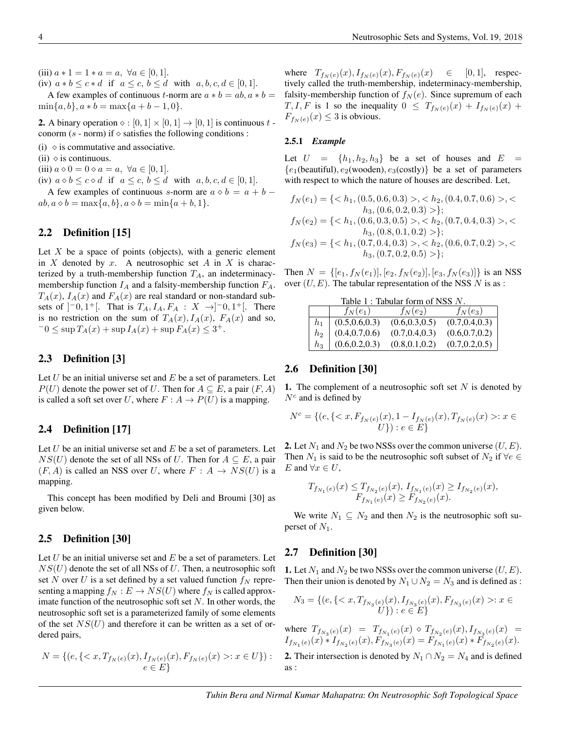(iii) $a * 1 = 1 * a = a,\ \forall a \in [0,1]$.

(iv) $a * b \leq c * d$ if $a \leq c,\ b \leq d$ with $a,b,c,d \in [0,1]$.

A few examples of continuous $t$-norm are $a * b = ab, a * b = \min\{a,b\}, a * b = \max\{a+b-1, 0\}$.

**2.** A binary operation $\diamond : [0,1] \times [0,1] \to [0,1]$ is continuous $t$ - conorm ($s$ - norm) if $\diamond$ satisfies the following conditions :

(i) $\diamond$ is commutative and associative.

(ii) $\diamond$ is continuous.

(iii) $a \diamond 0 = 0 \diamond a = a,\ \forall a \in [0,1]$.

(iv) $a \diamond b \leq c \diamond d$ if $a \leq c,\ b \leq d$ with $a,b,c,d \in [0,1]$.

A few examples of continuous $s$-norm are $a \diamond b = a + b - ab, a \diamond b = \max\{a,b\}, a \diamond b = \min\{a+b, 1\}$.

## 2.2 Definition [15]

Let $X$ be a space of points (objects), with a generic element in $X$ denoted by $x$. A neutrosophic set $A$ in $X$ is characterized by a truth-membership function $T_A$, an indeterminacy-membership function $I_A$ and a falsity-membership function $F_A$. $T_A(x)$, $I_A(x)$ and $F_A(x)$ are real standard or non-standard subsets of $]^-0, 1^+[$. That is $T_A, I_A, F_A : X \to ]^-0, 1^+[$. There is no restriction on the sum of $T_A(x), I_A(x)$, $F_A(x)$ and so, $^-0 \leq \sup T_A(x) + \sup I_A(x) + \sup F_A(x) \leq 3^+$.

## 2.3 Definition [3]

Let $U$ be an initial universe set and $E$ be a set of parameters. Let $P(U)$ denote the power set of $U$. Then for $A \subseteq E$, a pair $(F, A)$ is called a soft set over $U$, where $F : A \to P(U)$ is a mapping.

## 2.4 Definition [17]

Let $U$ be an initial universe set and $E$ be a set of parameters. Let $NS(U)$ denote the set of all NSs of $U$. Then for $A \subseteq E$, a pair $(F, A)$ is called an NSS over $U$, where $F : A \to NS(U)$ is a mapping.

This concept has been modified by Deli and Broumi [30] as given below.

## 2.5 Definition [30]

Let $U$ be an initial universe set and $E$ be a set of parameters. Let $NS(U)$ denote the set of all NSs of $U$. Then, a neutrosophic soft set $N$ over $U$ is a set defined by a set valued function $f_N$ representing a mapping $f_N : E \to NS(U)$ where $f_N$ is called approximate function of the neutrosophic soft set $N$. In other words, the neutrosophic soft set is a parameterized family of some elements of the set $NS(U)$ and therefore it can be written as a set of ordered pairs,

$$N = \{(e, \{< x, T_{f_N(e)}(x), I_{f_N(e)}(x), F_{f_N(e)}(x) >: x \in U\}) : e \in E\}$$

where $T_{f_N(e)}(x), I_{f_N(e)}(x), F_{f_N(e)}(x) \in [0,1]$, respectively called the truth-membership, indeterminacy-membership, falsity-membership function of $f_N(e)$. Since supremum of each $T, I, F$ is 1 so the inequality $0 \leq T_{f_N(e)}(x) + I_{f_N(e)}(x) + F_{f_N(e)}(x) \leq 3$ is obvious.

### 2.5.1 *Example*

Let $U = \{h_1, h_2, h_3\}$ be a set of houses and $E = \{e_1(\text{beautiful}), e_2(\text{wooden}), e_3(\text{costly})\}$ be a set of parameters with respect to which the nature of houses are described. Let,

$$f_N(e_1) = \{< h_1, (0.5, 0.6, 0.3) >, < h_2, (0.4, 0.7, 0.6) >, < h_3, (0.6, 0.2, 0.3) >\};$$
$$f_N(e_2) = \{< h_1, (0.6, 0.3, 0.5) >, < h_2, (0.7, 0.4, 0.3) >, < h_3, (0.8, 0.1, 0.2) >\};$$
$$f_N(e_3) = \{< h_1, (0.7, 0.4, 0.3) >, < h_2, (0.6, 0.7, 0.2) >, < h_3, (0.7, 0.2, 0.5) >\};$$

Then $N = \{[e_1, f_N(e_1)], [e_2, f_N(e_2)], [e_3, f_N(e_3)]\}$ is an NSS over $(U, E)$. The tabular representation of the NSS $N$ is as :

Table 1 : Tabular form of NSS $N$.

| | $f_N(e_1)$ | $f_N(e_2)$ | $f_N(e_3)$ |
|---|---|---|---|
| $h_1$ | (0.5,0.6,0.3) | (0.6,0.3,0.5) | (0.7,0.4,0.3) |
| $h_2$ | (0.4,0.7,0.6) | (0.7,0.4,0.3) | (0.6,0.7,0.2) |
| $h_3$ | (0.6,0.2,0.3) | (0.8,0.1,0.2) | (0.7,0.2,0.5) |

## 2.6 Definition [30]

**1.** The complement of a neutrosophic soft set $N$ is denoted by $N^c$ and is defined by

$$N^c = \{(e, \{< x, F_{f_N(e)}(x), 1 - I_{f_N(e)}(x), T_{f_N(e)}(x) >: x \in U\}) : e \in E\}$$

**2.** Let $N_1$ and $N_2$ be two NSSs over the common universe $(U, E)$. Then $N_1$ is said to be the neutrosophic soft subset of $N_2$ if $\forall e \in E$ and $\forall x \in U$,

$$T_{f_{N_1}(e)}(x) \leq T_{f_{N_2}(e)}(x),\ I_{f_{N_1}(e)}(x) \geq I_{f_{N_2}(e)}(x),\ F_{f_{N_1}(e)}(x) \geq F_{f_{N_2}(e)}(x).$$

We write $N_1 \subseteq N_2$ and then $N_2$ is the neutrosophic soft superset of $N_1$.

## 2.7 Definition [30]

**1.** Let $N_1$ and $N_2$ be two NSSs over the common universe $(U, E)$. Then their union is denoted by $N_1 \cup N_2 = N_3$ and is defined as :

$$N_3 = \{(e, \{< x, T_{f_{N_3}(e)}(x), I_{f_{N_3}(e)}(x), F_{f_{N_3}(e)}(x) >: x \in U\}) : e \in E\}$$

where $T_{f_{N_3}(e)}(x) = T_{f_{N_1}(e)}(x) \diamond T_{f_{N_2}(e)}(x), I_{f_{N_3}(e)}(x) = I_{f_{N_1}(e)}(x) * I_{f_{N_2}(e)}(x), F_{f_{N_3}(e)}(x) = F_{f_{N_1}(e)}(x) * F_{f_{N_2}(e)}(x)$.

**2.** Their intersection is denoted by $N_1 \cap N_2 = N_4$ and is defined as :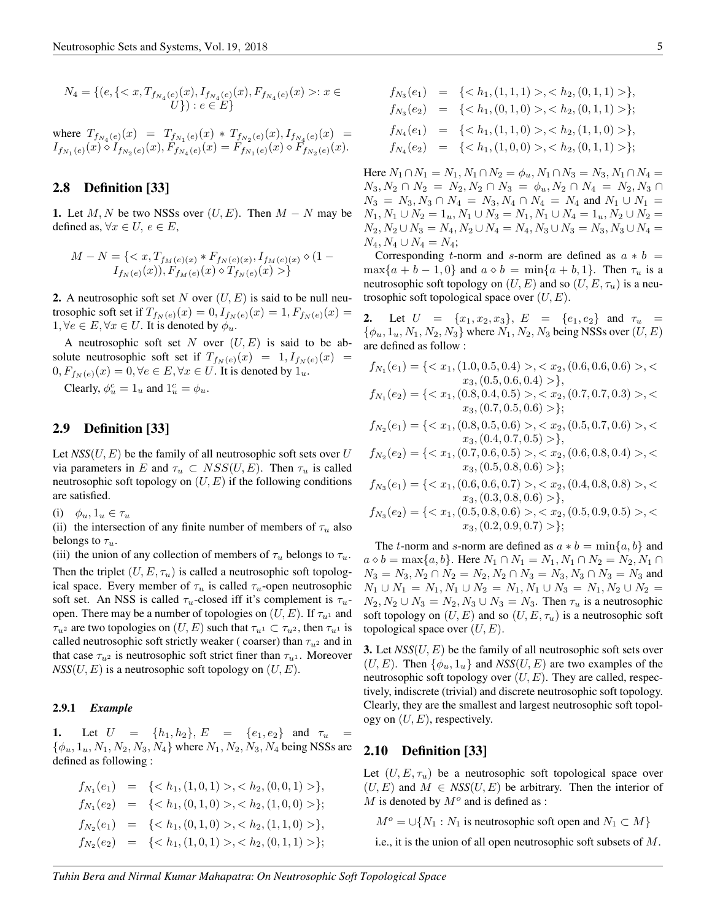$$N_4 = \{(e, \{< x, T_{f_{N_4}(e)}(x), I_{f_{N_4}(e)}(x), F_{f_{N_4}(e)}(x) >: x \in U\}) : e \in E\}$$

where $T_{f_{N_4}(e)}(x) = T_{f_{N_1}(e)}(x) * T_{f_{N_2}(e)}(x), I_{f_{N_4}(e)}(x) = I_{f_{N_1}(e)}(x) \diamond I_{f_{N_2}(e)}(x), F_{f_{N_4}(e)}(x) = F_{f_{N_1}(e)}(x) \diamond F_{f_{N_2}(e)}(x)$.

## 2.8 Definition [33]

**1.** Let $M, N$ be two NSSs over $(U, E)$. Then $M - N$ may be defined as, $\forall x \in U,\ e \in E$,

$$M - N = \{< x, T_{f_M(e)(x)} * F_{f_N(e)(x)}, I_{f_M(e)(x)} \diamond (1 - I_{f_N(e)}(x)), F_{f_M(e)}(x) \diamond T_{f_N(e)}(x) >\}$$

**2.** A neutrosophic soft set $N$ over $(U, E)$ is said to be null neutrosophic soft set if $T_{f_N(e)}(x) = 0, I_{f_N(e)}(x) = 1, F_{f_N(e)}(x) = 1, \forall e \in E, \forall x \in U$. It is denoted by $\phi_u$.

A neutrosophic soft set $N$ over $(U, E)$ is said to be absolute neutrosophic soft set if $T_{f_N(e)}(x) = 1, I_{f_N(e)}(x) = 0, F_{f_N(e)}(x) = 0, \forall e \in E, \forall x \in U$. It is denoted by $1_u$.

Clearly, $\phi_u^c = 1_u$ and $1_u^c = \phi_u$.

## 2.9 Definition [33]

Let *NSS*$(U, E)$ be the family of all neutrosophic soft sets over $U$ via parameters in $E$ and $\tau_u \subset NSS(U, E)$. Then $\tau_u$ is called neutrosophic soft topology on $(U, E)$ if the following conditions are satisfied.

(i) $\phi_u, 1_u \in \tau_u$

(ii) the intersection of any finite number of members of $\tau_u$ also belongs to $\tau_u$.

(iii) the union of any collection of members of $\tau_u$ belongs to $\tau_u$.

Then the triplet $(U, E, \tau_u)$ is called a neutrosophic soft topological space. Every member of $\tau_u$ is called $\tau_u$-open neutrosophic soft set. An NSS is called $\tau_u$-closed iff it's complement is $\tau_u$-open. There may be a number of topologies on $(U, E)$. If $\tau_{u^1}$ and $\tau_{u^2}$ are two topologies on $(U, E)$ such that $\tau_{u^1} \subset \tau_{u^2}$, then $\tau_{u^1}$ is called neutrosophic soft strictly weaker ( coarser) than $\tau_{u^2}$ and in that case $\tau_{u^2}$ is neutrosophic soft strict finer than $\tau_{u^1}$. Moreover *NSS*$(U, E)$ is a neutrosophic soft topology on $(U, E)$.

#### 2.9.1 *Example*

**1.** Let $U = \{h_1, h_2\}$, $E = \{e_1, e_2\}$ and $\tau_u = \{\phi_u, 1_u, N_1, N_2, N_3, N_4\}$ where $N_1, N_2, N_3, N_4$ being NSSs are defined as following :

$$\begin{aligned}
f_{N_1}(e_1) &= \{< h_1, (1, 0, 1) >, < h_2, (0, 0, 1) >\}, \\
f_{N_1}(e_2) &= \{< h_1, (0, 1, 0) >, < h_2, (1, 0, 0) >\}; \\
f_{N_2}(e_1) &= \{< h_1, (0, 1, 0) >, < h_2, (1, 1, 0) >\}, \\
f_{N_2}(e_2) &= \{< h_1, (1, 0, 1) >, < h_2, (0, 1, 1) >\}; \\
f_{N_3}(e_1) &= \{< h_1, (1, 1, 1) >, < h_2, (0, 1, 1) >\}, \\
f_{N_3}(e_2) &= \{< h_1, (0, 1, 0) >, < h_2, (0, 1, 1) >\}; \\
f_{N_4}(e_1) &= \{< h_1, (1, 1, 0) >, < h_2, (1, 1, 0) >\}, \\
f_{N_4}(e_2) &= \{< h_1, (1, 0, 0) >, < h_2, (0, 1, 1) >\};
\end{aligned}$$

Here $N_1 \cap N_1 = N_1, N_1 \cap N_2 = \phi_u, N_1 \cap N_3 = N_3, N_1 \cap N_4 = N_3, N_2 \cap N_2 = N_2, N_2 \cap N_3 = \phi_u, N_2 \cap N_4 = N_2, N_3 \cap N_3 = N_3, N_3 \cap N_4 = N_3, N_4 \cap N_4 = N_4$ and $N_1 \cup N_1 = N_1, N_1 \cup N_2 = 1_u, N_1 \cup N_3 = N_1, N_1 \cup N_4 = 1_u, N_2 \cup N_2 = N_2, N_2 \cup N_3 = N_4, N_2 \cup N_4 = N_4, N_3 \cup N_3 = N_3, N_3 \cup N_4 = N_4, N_4 \cup N_4 = N_4$;

Corresponding $t$-norm and $s$-norm are defined as $a * b = \max\{a + b - 1, 0\}$ and $a \diamond b = \min\{a + b, 1\}$. Then $\tau_u$ is a neutrosophic soft topology on $(U, E)$ and so $(U, E, \tau_u)$ is a neutrosophic soft topological space over $(U, E)$.

**2.** Let $U = \{x_1, x_2, x_3\}$, $E = \{e_1, e_2\}$ and $\tau_u = \{\phi_u, 1_u, N_1, N_2, N_3\}$ where $N_1, N_2, N_3$ being NSSs over $(U, E)$ are defined as follow :

$$f_{N_1}(e_1) = \{< x_1, (1.0, 0.5, 0.4) >, < x_2, (0.6, 0.6, 0.6) >, < x_3, (0.5, 0.6, 0.4) >\},$$
$$f_{N_1}(e_2) = \{< x_1, (0.8, 0.4, 0.5) >, < x_2, (0.7, 0.7, 0.3) >, < x_3, (0.7, 0.5, 0.6) >\};$$
$$f_{N_2}(e_1) = \{< x_1, (0.8, 0.5, 0.6) >, < x_2, (0.5, 0.7, 0.6) >, < x_3, (0.4, 0.7, 0.5) >\},$$
$$f_{N_2}(e_2) = \{< x_1, (0.7, 0.6, 0.5) >, < x_2, (0.6, 0.8, 0.4) >, < x_3, (0.5, 0.8, 0.6) >\};$$
$$f_{N_3}(e_1) = \{< x_1, (0.6, 0.6, 0.7) >, < x_2, (0.4, 0.8, 0.8) >, < x_3, (0.3, 0.8, 0.6) >\},$$
$$f_{N_3}(e_2) = \{< x_1, (0.5, 0.8, 0.6) >, < x_2, (0.5, 0.9, 0.5) >, < x_3, (0.2, 0.9, 0.7) >\};$$

The $t$-norm and $s$-norm are defined as $a * b = \min\{a, b\}$ and $a \diamond b = \max\{a, b\}$. Here $N_1 \cap N_1 = N_1, N_1 \cap N_2 = N_2, N_1 \cap N_3 = N_3, N_2 \cap N_2 = N_2, N_2 \cap N_3 = N_3, N_3 \cap N_3 = N_3$ and $N_1 \cup N_1 = N_1, N_1 \cup N_2 = N_1, N_1 \cup N_3 = N_1, N_2 \cup N_2 = N_2, N_2 \cup N_3 = N_2, N_3 \cup N_3 = N_3$. Then $\tau_u$ is a neutrosophic soft topology on $(U, E)$ and so $(U, E, \tau_u)$ is a neutrosophic soft topological space over $(U, E)$.

**3.** Let *NSS*$(U, E)$ be the family of all neutrosophic soft sets over $(U, E)$. Then $\{\phi_u, 1_u\}$ and *NSS*$(U, E)$ are two examples of the neutrosophic soft topology over $(U, E)$. They are called, respectively, indiscrete (trivial) and discrete neutrosophic soft topology. Clearly, they are the smallest and largest neutrosophic soft topology on $(U, E)$, respectively.

## 2.10 Definition [33]

Let $(U, E, \tau_u)$ be a neutrosophic soft topological space over $(U, E)$ and $M \in$ *NSS*$(U, E)$ be arbitrary. Then the interior of $M$ is denoted by $M^o$ and is defined as :

$$M^o = \cup\{N_1 : N_1 \text{ is neutrosophic soft open and } N_1 \subset M\}$$

i.e., it is the union of all open neutrosophic soft subsets of $M$.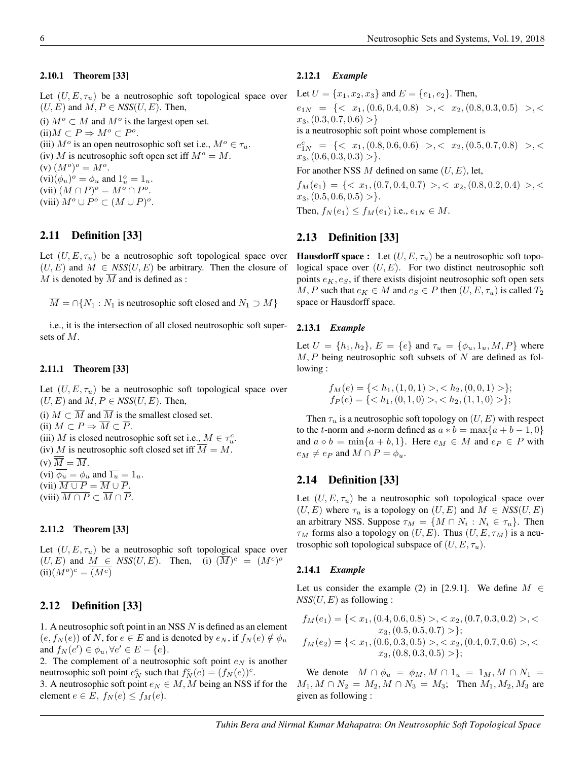#### 2.10.1 Theorem [33]

Let $(U, E, \tau_u)$ be a neutrosophic soft topological space over $(U, E)$ and $M, P \in NSS(U, E)$. Then,

(i) $M^o \subset M$ and $M^o$ is the largest open set.
(ii)$M \subset P \Rightarrow M^o \subset P^o$.
(iii) $M^o$ is an open neutrosophic soft set i.e., $M^o \in \tau_u$.
(iv) $M$ is neutrosophic soft open set iff $M^o = M$.
(v) $(M^o)^o = M^o$.
(vi)$(\phi_u)^o = \phi_u$ and $1_u^o = 1_u$.
(vii) $(M \cap P)^o = M^o \cap P^o$.
(viii) $M^o \cup P^o \subset (M \cup P)^o$.

## 2.11 Definition [33]

Let $(U, E, \tau_u)$ be a neutrosophic soft topological space over $(U, E)$ and $M \in NSS(U, E)$ be arbitrary. Then the closure of $M$ is denoted by $\overline{M}$ and is defined as :

$$\overline{M} = \cap\{N_1 : N_1 \text{ is neutrosophic soft closed and } N_1 \supset M\}$$

i.e., it is the intersection of all closed neutrosophic soft supersets of $M$.

#### 2.11.1 Theorem [33]

Let $(U, E, \tau_u)$ be a neutrosophic soft topological space over $(U, E)$ and $M, P \in NSS(U, E)$. Then,

(i) $M \subset \overline{M}$ and $\overline{M}$ is the smallest closed set.
(ii) $M \subset P \Rightarrow \overline{M} \subset \overline{P}$.
(iii) $\overline{M}$ is closed neutrosophic soft set i.e., $\overline{M} \in \tau_u^c$.
(iv) $M$ is neutrosophic soft closed set iff $\overline{M} = M$.
(v) $\overline{\overline{M}} = \overline{M}$.
(vi) $\overline{\phi_u} = \phi_u$ and $\overline{1_u} = 1_u$.
(vii) $\overline{M \cup P} = \overline{M} \cup \overline{P}$.
(viii) $\overline{M \cap P} \subset \overline{M} \cap \overline{P}$.

#### 2.11.2 Theorem [33]

Let $(U, E, \tau_u)$ be a neutrosophic soft topological space over $(U, E)$ and $M \in NSS(U, E)$. Then, (i) $(\overline{M})^c = (M^c)^o$ (ii)$(M^o)^c = \overline{(M^c)}$

## 2.12 Definition [33]

1. A neutrosophic soft point in an NSS $N$ is defined as an element $(e, f_N(e))$ of $N$, for $e \in E$ and is denoted by $e_N$, if $f_N(e) \notin \phi_u$ and $f_N(e') \in \phi_u, \forall e' \in E - \{e\}$.
2. The complement of a neutrosophic soft point $e_N$ is another neutrosophic soft point $e_N^c$ such that $f_N^c(e) = (f_N(e))^c$.
3. A neutrosophic soft point $e_N \in M$, $M$ being an NSS if for the element $e \in E$, $f_N(e) \leq f_M(e)$.

#### 2.12.1 *Example*

Let $U = \{x_1, x_2, x_3\}$ and $E = \{e_1, e_2\}$. Then,

$e_{1N} = \{< x_1, (0.6, 0.4, 0.8) >, < x_2, (0.8, 0.3, 0.5) >, < x_3, (0.3, 0.7, 0.6) >\}$

is a neutrosophic soft point whose complement is

$e_{1N}^c = \{< x_1, (0.8, 0.6, 0.6) >, < x_2, (0.5, 0.7, 0.8) >, < x_3, (0.6, 0.3, 0.3) >\}$.

For another NSS $M$ defined on same $(U, E)$, let,

$f_M(e_1) = \{< x_1, (0.7, 0.4, 0.7) >, < x_2, (0.8, 0.2, 0.4) >, < x_3, (0.5, 0.6, 0.5) >\}$.

Then, $f_N(e_1) \leq f_M(e_1)$ i.e., $e_{1N} \in M$.

## 2.13 Definition [33]

**Hausdorff space :** Let $(U, E, \tau_u)$ be a neutrosophic soft topological space over $(U, E)$. For two distinct neutrosophic soft points $e_K, e_S$, if there exists disjoint neutrosophic soft open sets $M, P$ such that $e_K \in M$ and $e_S \in P$ then $(U, E, \tau_u)$ is called $T_2$ space or Hausdorff space.

#### 2.13.1 *Example*

Let $U = \{h_1, h_2\}$, $E = \{e\}$ and $\tau_u = \{\phi_u, 1_u, M, P\}$ where $M, P$ being neutrosophic soft subsets of $N$ are defined as following :

$$f_M(e) = \{< h_1, (1, 0, 1) >, < h_2, (0, 0, 1) >\};$$
$$f_P(e) = \{< h_1, (0, 1, 0) >, < h_2, (1, 1, 0) >\};$$

Then $\tau_u$ is a neutrosophic soft topology on $(U, E)$ with respect to the $t$-norm and $s$-norm defined as $a * b = \max\{a + b - 1, 0\}$ and $a \diamond b = \min\{a + b, 1\}$. Here $e_M \in M$ and $e_P \in P$ with $e_M \neq e_P$ and $M \cap P = \phi_u$.

## 2.14 Definition [33]

Let $(U, E, \tau_u)$ be a neutrosophic soft topological space over $(U, E)$ where $\tau_u$ is a topology on $(U, E)$ and $M \in NSS(U, E)$ an arbitrary NSS. Suppose $\tau_M = \{M \cap N_i : N_i \in \tau_u\}$. Then $\tau_M$ forms also a topology on $(U, E)$. Thus $(U, E, \tau_M)$ is a neutrosophic soft topological subspace of $(U, E, \tau_u)$.

#### 2.14.1 *Example*

Let us consider the example (2) in [2.9.1]. We define $M \in NSS(U, E)$ as following :

$$f_M(e_1) = \{< x_1, (0.4, 0.6, 0.8) >, < x_2, (0.7, 0.3, 0.2) >, < x_3, (0.5, 0.5, 0.7) >\};$$
$$f_M(e_2) = \{< x_1, (0.6, 0.3, 0.5) >, < x_2, (0.4, 0.7, 0.6) >, < x_3, (0.8, 0.3, 0.5) >\};$$

We denote $M \cap \phi_u = \phi_M, M \cap 1_u = 1_M, M \cap N_1 = M_1, M \cap N_2 = M_2, M \cap N_3 = M_3$; Then $M_1, M_2, M_3$ are given as following :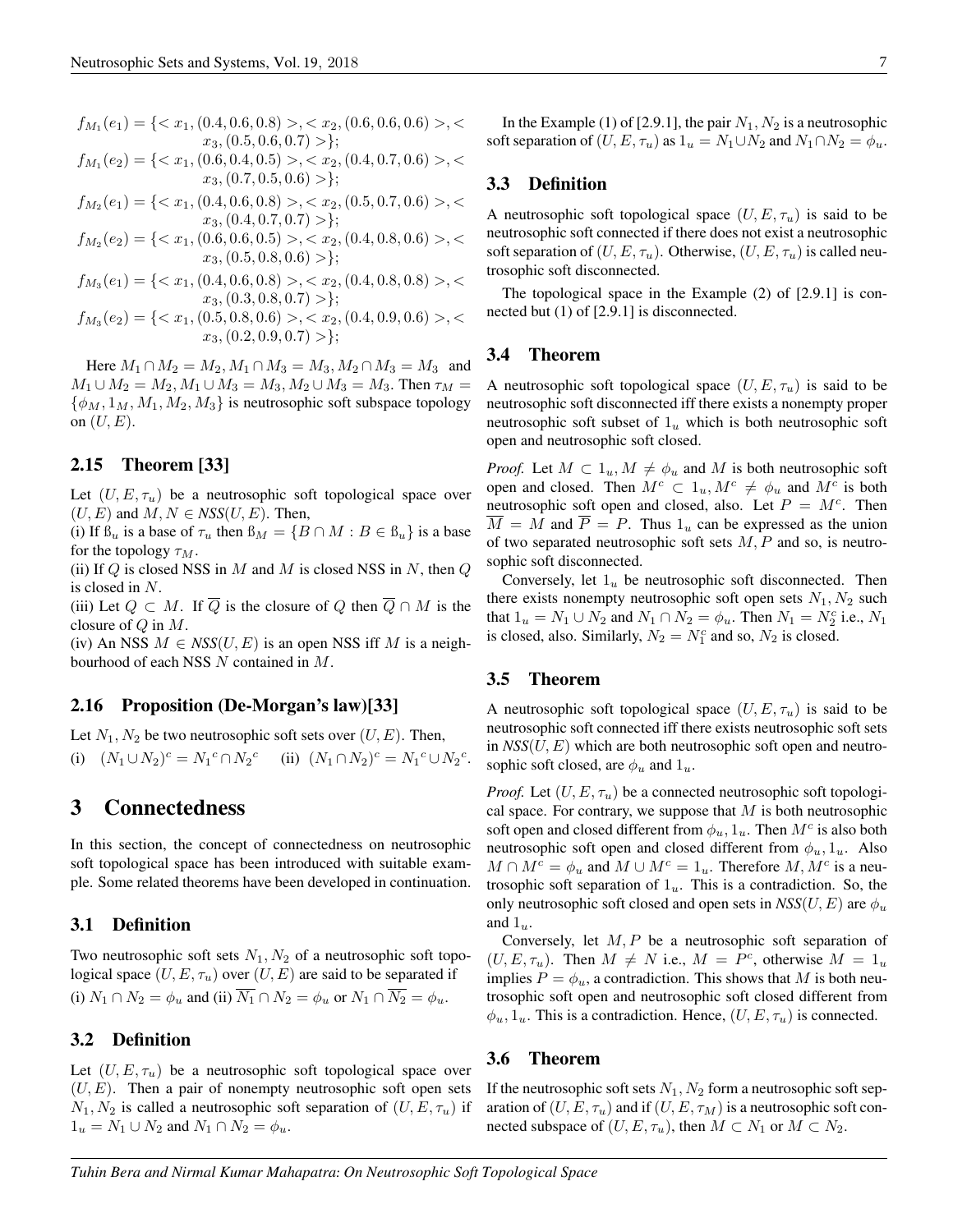$f_{M_1}(e_1) = \{< x_1, (0.4, 0.6, 0.8) >, < x_2, (0.6, 0.6, 0.6) >, < x_3, (0.5, 0.6, 0.7) >\};$
$f_{M_1}(e_2) = \{< x_1, (0.6, 0.4, 0.5) >, < x_2, (0.4, 0.7, 0.6) >, < x_3, (0.7, 0.5, 0.6) >\};$
$f_{M_2}(e_1) = \{< x_1, (0.4, 0.6, 0.8) >, < x_2, (0.5, 0.7, 0.6) >, < x_3, (0.4, 0.7, 0.7) >\};$
$f_{M_2}(e_2) = \{< x_1, (0.6, 0.6, 0.5) >, < x_2, (0.4, 0.8, 0.6) >, < x_3, (0.5, 0.8, 0.6) >\};$
$f_{M_3}(e_1) = \{< x_1, (0.4, 0.6, 0.8) >, < x_2, (0.4, 0.8, 0.8) >, < x_3, (0.3, 0.8, 0.7) >\};$
$f_{M_3}(e_2) = \{< x_1, (0.5, 0.8, 0.6) >, < x_2, (0.4, 0.9, 0.6) >, < x_3, (0.2, 0.9, 0.7) >\};$

Here $M_1 \cap M_2 = M_2, M_1 \cap M_3 = M_3, M_2 \cap M_3 = M_3$ and $M_1 \cup M_2 = M_2, M_1 \cup M_3 = M_3, M_2 \cup M_3 = M_3$. Then $\tau_M = \{\phi_M, 1_M, M_1, M_2, M_3\}$ is neutrosophic soft subspace topology on $(U, E)$.

### 2.15 Theorem [33]

Let $(U, E, \tau_u)$ be a neutrosophic soft topological space over $(U, E)$ and $M, N \in NSS(U, E)$. Then,
(i) If $\mathbb{B}_u$ is a base of $\tau_u$ then $\mathbb{B}_M = \{B \cap M : B \in \mathbb{B}_u\}$ is a base for the topology $\tau_M$.
(ii) If $Q$ is closed NSS in $M$ and $M$ is closed NSS in $N$, then $Q$ is closed in $N$.
(iii) Let $Q \subset M$. If $\overline{Q}$ is the closure of $Q$ then $\overline{Q} \cap M$ is the closure of $Q$ in $M$.
(iv) An NSS $M \in NSS(U, E)$ is an open NSS iff $M$ is a neighbourhood of each NSS $N$ contained in $M$.

### 2.16 Proposition (De-Morgan's law)[33]

Let $N_1, N_2$ be two neutrosophic soft sets over $(U, E)$. Then,
(i) $(N_1 \cup N_2)^c = {N_1}^c \cap {N_2}^c$ (ii) $(N_1 \cap N_2)^c = {N_1}^c \cup {N_2}^c$.

## 3 Connectedness

In this section, the concept of connectedness on neutrosophic soft topological space has been introduced with suitable example. Some related theorems have been developed in continuation.

### 3.1 Definition

Two neutrosophic soft sets $N_1, N_2$ of a neutrosophic soft topological space $(U, E, \tau_u)$ over $(U, E)$ are said to be separated if (i) $N_1 \cap N_2 = \phi_u$ and (ii) $\overline{N_1} \cap N_2 = \phi_u$ or $N_1 \cap \overline{N_2} = \phi_u$.

### 3.2 Definition

Let $(U, E, \tau_u)$ be a neutrosophic soft topological space over $(U, E)$. Then a pair of nonempty neutrosophic soft open sets $N_1, N_2$ is called a neutrosophic soft separation of $(U, E, \tau_u)$ if $1_u = N_1 \cup N_2$ and $N_1 \cap N_2 = \phi_u$.

In the Example (1) of [2.9.1], the pair $N_1, N_2$ is a neutrosophic soft separation of $(U, E, \tau_u)$ as $1_u = N_1 \cup N_2$ and $N_1 \cap N_2 = \phi_u$.

### 3.3 Definition

A neutrosophic soft topological space $(U, E, \tau_u)$ is said to be neutrosophic soft connected if there does not exist a neutrosophic soft separation of $(U, E, \tau_u)$. Otherwise, $(U, E, \tau_u)$ is called neutrosophic soft disconnected.

The topological space in the Example (2) of [2.9.1] is connected but (1) of [2.9.1] is disconnected.

### 3.4 Theorem

A neutrosophic soft topological space $(U, E, \tau_u)$ is said to be neutrosophic soft disconnected iff there exists a nonempty proper neutrosophic soft subset of $1_u$ which is both neutrosophic soft open and neutrosophic soft closed.

*Proof.* Let $M \subset 1_u, M \neq \phi_u$ and $M$ is both neutrosophic soft open and closed. Then $M^c \subset 1_u, M^c \neq \phi_u$ and $M^c$ is both neutrosophic soft open and closed, also. Let $P = M^c$. Then $\overline{M} = M$ and $\overline{P} = P$. Thus $1_u$ can be expressed as the union of two separated neutrosophic soft sets $M, P$ and so, is neutrosophic soft disconnected.

Conversely, let $1_u$ be neutrosophic soft disconnected. Then there exists nonempty neutrosophic soft open sets $N_1, N_2$ such that $1_u = N_1 \cup N_2$ and $N_1 \cap N_2 = \phi_u$. Then $N_1 = N_2^c$ i.e., $N_1$ is closed, also. Similarly, $N_2 = N_1^c$ and so, $N_2$ is closed.

### 3.5 Theorem

A neutrosophic soft topological space $(U, E, \tau_u)$ is said to be neutrosophic soft connected iff there exists neutrosophic soft sets in *NSS*$(U, E)$ which are both neutrosophic soft open and neutrosophic soft closed, are $\phi_u$ and $1_u$.

*Proof.* Let $(U, E, \tau_u)$ be a connected neutrosophic soft topological space. For contrary, we suppose that $M$ is both neutrosophic soft open and closed different from $\phi_u, 1_u$. Then $M^c$ is also both neutrosophic soft open and closed different from $\phi_u, 1_u$. Also $M \cap M^c = \phi_u$ and $M \cup M^c = 1_u$. Therefore $M, M^c$ is a neutrosophic soft separation of $1_u$. This is a contradiction. So, the only neutrosophic soft closed and open sets in *NSS*$(U, E)$ are $\phi_u$ and $1_u$.

Conversely, let $M, P$ be a neutrosophic soft separation of $(U, E, \tau_u)$. Then $M \neq N$ i.e., $M = P^c$, otherwise $M = 1_u$ implies $P = \phi_u$, a contradiction. This shows that $M$ is both neutrosophic soft open and neutrosophic soft closed different from $\phi_u, 1_u$. This is a contradiction. Hence, $(U, E, \tau_u)$ is connected.

### 3.6 Theorem

If the neutrosophic soft sets $N_1, N_2$ form a neutrosophic soft separation of $(U, E, \tau_u)$ and if $(U, E, \tau_M)$ is a neutrosophic soft connected subspace of $(U, E, \tau_u)$, then $M \subset N_1$ or $M \subset N_2$.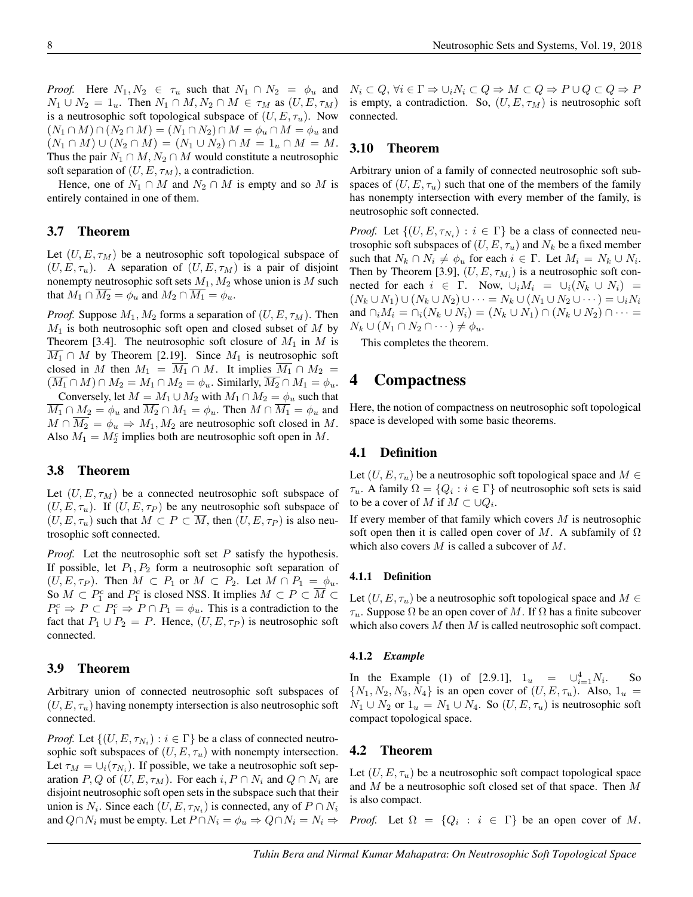*Proof.* Here $N_1, N_2 \in \tau_u$ such that $N_1 \cap N_2 = \phi_u$ and $N_1 \cup N_2 = 1_u$. Then $N_1 \cap M, N_2 \cap M \in \tau_M$ as $(U, E, \tau_M)$ is a neutrosophic soft topological subspace of $(U, E, \tau_u)$. Now $(N_1 \cap M) \cap (N_2 \cap M) = (N_1 \cap N_2) \cap M = \phi_u \cap M = \phi_u$ and $(N_1 \cap M) \cup (N_2 \cap M) = (N_1 \cup N_2) \cap M = 1_u \cap M = M$. Thus the pair $N_1 \cap M, N_2 \cap M$ would constitute a neutrosophic soft separation of $(U, E, \tau_M)$, a contradiction.

Hence, one of $N_1 \cap M$ and $N_2 \cap M$ is empty and so $M$ is entirely contained in one of them.

### 3.7 Theorem

Let $(U, E, \tau_M)$ be a neutrosophic soft topological subspace of $(U, E, \tau_u)$. A separation of $(U, E, \tau_M)$ is a pair of disjoint nonempty neutrosophic soft sets $M_1, M_2$ whose union is $M$ such that $M_1 \cap \overline{M_2} = \phi_u$ and $M_2 \cap \overline{M_1} = \phi_u$.

*Proof.* Suppose $M_1, M_2$ forms a separation of $(U, E, \tau_M)$. Then $M_1$ is both neutrosophic soft open and closed subset of $M$ by Theorem [3.4]. The neutrosophic soft closure of $M_1$ in $M$ is $\overline{M_1} \cap M$ by Theorem [2.19]. Since $M_1$ is neutrosophic soft closed in $M$ then $M_1 = \overline{M_1} \cap M$. It implies $\overline{M_1} \cap M_2 = (\overline{M_1} \cap M) \cap M_2 = M_1 \cap M_2 = \phi_u$. Similarly, $\overline{M_2} \cap M_1 = \phi_u$.

Conversely, let $M = M_1 \cup M_2$ with $M_1 \cap M_2 = \phi_u$ such that $\overline{M_1} \cap M_2 = \phi_u$ and $\overline{M_2} \cap M_1 = \phi_u$. Then $M \cap \overline{M_1} = \phi_u$ and $M \cap \overline{M_2} = \phi_u \Rightarrow M_1, M_2$ are neutrosophic soft closed in $M$. Also $M_1 = M_2^c$ implies both are neutrosophic soft open in $M$.

### 3.8 Theorem

Let $(U, E, \tau_M)$ be a connected neutrosophic soft subspace of $(U, E, \tau_u)$. If $(U, E, \tau_P)$ be any neutrosophic soft subspace of $(U, E, \tau_u)$ such that $M \subset P \subset \overline{M}$, then $(U, E, \tau_P)$ is also neutrosophic soft connected.

*Proof.* Let the neutrosophic soft set $P$ satisfy the hypothesis. If possible, let $P_1, P_2$ form a neutrosophic soft separation of $(U, E, \tau_P)$. Then $M \subset P_1$ or $M \subset P_2$. Let $M \cap P_1 = \phi_u$. So $M \subset P_1^c$ and $P_1^c$ is closed NSS. It implies $M \subset P \subset \overline{M} \subset P_1^c \Rightarrow P \subset P_1^c \Rightarrow P \cap P_1 = \phi_u$. This is a contradiction to the fact that $P_1 \cup P_2 = P$. Hence, $(U, E, \tau_P)$ is neutrosophic soft connected.

### 3.9 Theorem

Arbitrary union of connected neutrosophic soft subspaces of $(U, E, \tau_u)$ having nonempty intersection is also neutrosophic soft connected.

*Proof.* Let $\{(U, E, \tau_{N_i}) : i \in \Gamma\}$ be a class of connected neutrosophic soft subspaces of $(U, E, \tau_u)$ with nonempty intersection. Let $\tau_M = \cup_i(\tau_{N_i})$. If possible, we take a neutrosophic soft separation $P, Q$ of $(U, E, \tau_M)$. For each $i$, $P \cap N_i$ and $Q \cap N_i$ are disjoint neutrosophic soft open sets in the subspace such that their union is $N_i$. Since each $(U, E, \tau_{N_i})$ is connected, any of $P \cap N_i$ and $Q \cap N_i$ must be empty. Let $P \cap N_i = \phi_u \Rightarrow Q \cap N_i = N_i \Rightarrow N_i \subset Q, \forall i \in \Gamma \Rightarrow \cup_i N_i \subset Q \Rightarrow M \subset Q \Rightarrow P \cup Q \subset Q \Rightarrow P$ is empty, a contradiction. So, $(U, E, \tau_M)$ is neutrosophic soft connected.

### 3.10 Theorem

Arbitrary union of a family of connected neutrosophic soft subspaces of $(U, E, \tau_u)$ such that one of the members of the family has nonempty intersection with every member of the family, is neutrosophic soft connected.

*Proof.* Let $\{(U, E, \tau_{N_i}) : i \in \Gamma\}$ be a class of connected neutrosophic soft subspaces of $(U, E, \tau_u)$ and $N_k$ be a fixed member such that $N_k \cap N_i \neq \phi_u$ for each $i \in \Gamma$. Let $M_i = N_k \cup N_i$. Then by Theorem [3.9], $(U, E, \tau_{M_i})$ is a neutrosophic soft connected for each $i \in \Gamma$. Now, $\cup_i M_i = \cup_i(N_k \cup N_i) = (N_k \cup N_1) \cup (N_k \cup N_2) \cup \cdots = N_k \cup (N_1 \cup N_2 \cup \cdots) = \cup_i N_i$ and $\cap_i M_i = \cap_i(N_k \cup N_i) = (N_k \cup N_1) \cap (N_k \cup N_2) \cap \cdots = N_k \cup (N_1 \cap N_2 \cap \cdots) \neq \phi_u$.

This completes the theorem.

# 4 Compactness

Here, the notion of compactness on neutrosophic soft topological space is developed with some basic theorems.

### 4.1 Definition

Let $(U, E, \tau_u)$ be a neutrosophic soft topological space and $M \in \tau_u$. A family $\Omega = \{Q_i : i \in \Gamma\}$ of neutrosophic soft sets is said to be a cover of $M$ if $M \subset \cup Q_i$.

If every member of that family which covers $M$ is neutrosophic soft open then it is called open cover of $M$. A subfamily of $\Omega$ which also covers $M$ is called a subcover of $M$.

#### 4.1.1 Definition

Let $(U, E, \tau_u)$ be a neutrosophic soft topological space and $M \in \tau_u$. Suppose $\Omega$ be an open cover of $M$. If $\Omega$ has a finite subcover which also covers $M$ then $M$ is called neutrosophic soft compact.

#### 4.1.2 *Example*

In the Example (1) of [2.9.1], $1_u = \cup_{i=1}^4 N_i$. So $\{N_1, N_2, N_3, N_4\}$ is an open cover of $(U, E, \tau_u)$. Also, $1_u = N_1 \cup N_2$ or $1_u = N_1 \cup N_4$. So $(U, E, \tau_u)$ is neutrosophic soft compact topological space.

### 4.2 Theorem

Let $(U, E, \tau_u)$ be a neutrosophic soft compact topological space and $M$ be a neutrosophic soft closed set of that space. Then $M$ is also compact.

*Proof.* Let $\Omega = \{Q_i : i \in \Gamma\}$ be an open cover of $M$.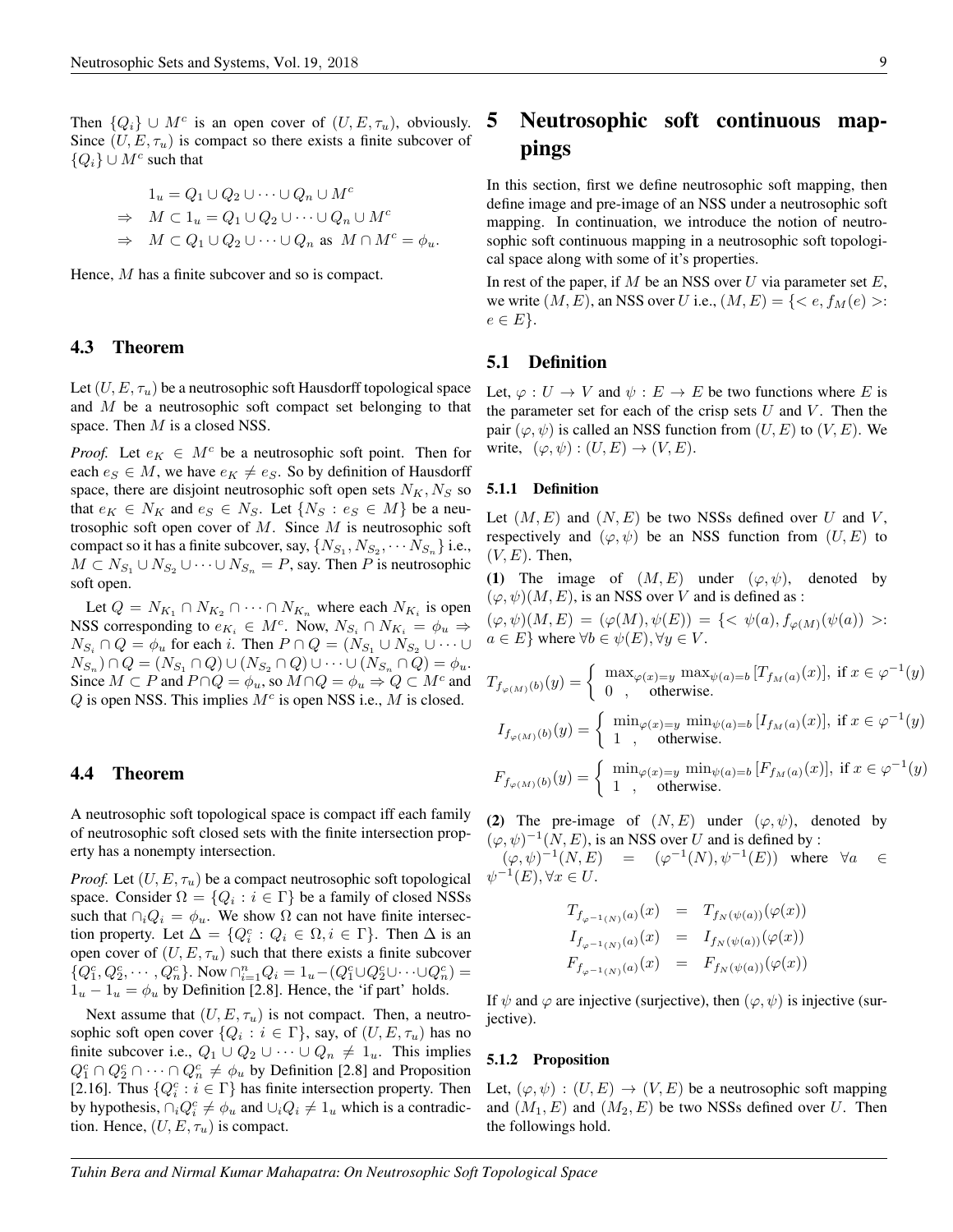Then $\{Q_i\} \cup M^c$ is an open cover of $(U, E, \tau_u)$, obviously. Since $(U, E, \tau_u)$ is compact so there exists a finite subcover of $\{Q_i\} \cup M^c$ such that

$$\begin{aligned} & 1_u = Q_1 \cup Q_2 \cup \cdots \cup Q_n \cup M^c \\ \Rightarrow\ & M \subset 1_u = Q_1 \cup Q_2 \cup \cdots \cup Q_n \cup M^c \\ \Rightarrow\ & M \subset Q_1 \cup Q_2 \cup \cdots \cup Q_n \text{ as } M \cap M^c = \phi_u. \end{aligned}$$

Hence, $M$ has a finite subcover and so is compact.

### 4.3 Theorem

Let $(U, E, \tau_u)$ be a neutrosophic soft Hausdorff topological space and $M$ be a neutrosophic soft compact set belonging to that space. Then $M$ is a closed NSS.

*Proof.* Let $e_K \in M^c$ be a neutrosophic soft point. Then for each $e_S \in M$, we have $e_K \neq e_S$. So by definition of Hausdorff space, there are disjoint neutrosophic soft open sets $N_K, N_S$ so that $e_K \in N_K$ and $e_S \in N_S$. Let $\{N_S : e_S \in M\}$ be a neutrosophic soft open cover of $M$. Since $M$ is neutrosophic soft compact so it has a finite subcover, say, $\{N_{S_1}, N_{S_2}, \cdots N_{S_n}\}$ i.e., $M \subset N_{S_1} \cup N_{S_2} \cup \cdots \cup N_{S_n} = P$, say. Then $P$ is neutrosophic soft open.

Let $Q = N_{K_1} \cap N_{K_2} \cap \cdots \cap N_{K_n}$ where each $N_{K_i}$ is open NSS corresponding to $e_{K_i} \in M^c$. Now, $N_{S_i} \cap N_{K_i} = \phi_u \Rightarrow N_{S_i} \cap Q = \phi_u$ for each $i$. Then $P \cap Q = (N_{S_1} \cup N_{S_2} \cup \cdots \cup N_{S_n}) \cap Q = (N_{S_1} \cap Q) \cup (N_{S_2} \cap Q) \cup \cdots \cup (N_{S_n} \cap Q) = \phi_u$. Since $M \subset P$ and $P \cap Q = \phi_u$, so $M \cap Q = \phi_u \Rightarrow Q \subset M^c$ and $Q$ is open NSS. This implies $M^c$ is open NSS i.e., $M$ is closed.

### 4.4 Theorem

A neutrosophic soft topological space is compact iff each family of neutrosophic soft closed sets with the finite intersection property has a nonempty intersection.

*Proof.* Let $(U, E, \tau_u)$ be a compact neutrosophic soft topological space. Consider $\Omega = \{Q_i : i \in \Gamma\}$ be a family of closed NSSs such that $\cap_i Q_i = \phi_u$. We show $\Omega$ can not have finite intersection property. Let $\Delta = \{Q_i^c : Q_i \in \Omega, i \in \Gamma\}$. Then $\Delta$ is an open cover of $(U, E, \tau_u)$ such that there exists a finite subcover $\{Q_1^c, Q_2^c, \cdots, Q_n^c\}$. Now $\cap_{i=1}^n Q_i = 1_u - (Q_1^c \cup Q_2^c \cup \cdots \cup Q_n^c) = 1_u - 1_u = \phi_u$ by Definition [2.8]. Hence, the 'if part' holds.

Next assume that $(U, E, \tau_u)$ is not compact. Then, a neutrosophic soft open cover $\{Q_i : i \in \Gamma\}$, say, of $(U, E, \tau_u)$ has no finite subcover i.e., $Q_1 \cup Q_2 \cup \cdots \cup Q_n \neq 1_u$. This implies $Q_1^c \cap Q_2^c \cap \cdots \cap Q_n^c \neq \phi_u$ by Definition [2.8] and Proposition [2.16]. Thus $\{Q_i^c : i \in \Gamma\}$ has finite intersection property. Then by hypothesis, $\cap_i Q_i^c \neq \phi_u$ and $\cup_i Q_i \neq 1_u$ which is a contradiction. Hence, $(U, E, \tau_u)$ is compact.

## 5 Neutrosophic soft continuous mappings

In this section, first we define neutrosophic soft mapping, then define image and pre-image of an NSS under a neutrosophic soft mapping. In continuation, we introduce the notion of neutrosophic soft continuous mapping in a neutrosophic soft topological space along with some of it's properties.

In rest of the paper, if $M$ be an NSS over $U$ via parameter set $E$, we write $(M, E)$, an NSS over $U$ i.e., $(M, E) = \{< e, f_M(e) >: e \in E\}$.

### 5.1 Definition

Let, $\varphi : U \to V$ and $\psi : E \to E$ be two functions where $E$ is the parameter set for each of the crisp sets $U$ and $V$. Then the pair $(\varphi, \psi)$ is called an NSS function from $(U, E)$ to $(V, E)$. We write, $(\varphi, \psi) : (U, E) \to (V, E)$.

#### 5.1.1 Definition

Let $(M, E)$ and $(N, E)$ be two NSSs defined over $U$ and $V$, respectively and $(\varphi, \psi)$ be an NSS function from $(U, E)$ to $(V, E)$. Then,

**(1)** The image of $(M, E)$ under $(\varphi, \psi)$, denoted by $(\varphi, \psi)(M, E)$, is an NSS over $V$ and is defined as :

$(\varphi, \psi)(M, E) = (\varphi(M), \psi(E)) = \{< \psi(a), f_{\varphi(M)}(\psi(a)) >: a \in E\}$ where $\forall b \in \psi(E), \forall y \in V$.

$$T_{f_{\varphi(M)}(b)}(y) = \begin{cases} \max_{\varphi(x)=y} \max_{\psi(a)=b} [T_{f_M(a)}(x)], & \text{if } x \in \varphi^{-1}(y) \\ 0 \ , & \text{otherwise.} \end{cases}$$

$$I_{f_{\varphi(M)}(b)}(y) = \begin{cases} \min_{\varphi(x)=y} \min_{\psi(a)=b} [I_{f_M(a)}(x)], & \text{if } x \in \varphi^{-1}(y) \\ 1 \ , & \text{otherwise.} \end{cases}$$

$$F_{f_{\varphi(M)}(b)}(y) = \begin{cases} \min_{\varphi(x)=y} \min_{\psi(a)=b} [F_{f_M(a)}(x)], & \text{if } x \in \varphi^{-1}(y) \\ 1 \ , & \text{otherwise.} \end{cases}$$

**(2)** The pre-image of $(N, E)$ under $(\varphi, \psi)$, denoted by $(\varphi, \psi)^{-1}(N, E)$, is an NSS over $U$ and is defined by :

$(\varphi, \psi)^{-1}(N, E) = (\varphi^{-1}(N), \psi^{-1}(E))$ where $\forall a \in \psi^{-1}(E), \forall x \in U$.

$$\begin{aligned} T_{f_{\varphi^{-1}(N)}(a)}(x) &= T_{f_N(\psi(a))}(\varphi(x)) \\ I_{f_{\varphi^{-1}(N)}(a)}(x) &= I_{f_N(\psi(a))}(\varphi(x)) \\ F_{f_{\varphi^{-1}(N)}(a)}(x) &= F_{f_N(\psi(a))}(\varphi(x)) \end{aligned}$$

If $\psi$ and $\varphi$ are injective (surjective), then $(\varphi, \psi)$ is injective (surjective).

#### 5.1.2 Proposition

Let, $(\varphi, \psi) : (U, E) \to (V, E)$ be a neutrosophic soft mapping and $(M_1, E)$ and $(M_2, E)$ be two NSSs defined over $U$. Then the followings hold.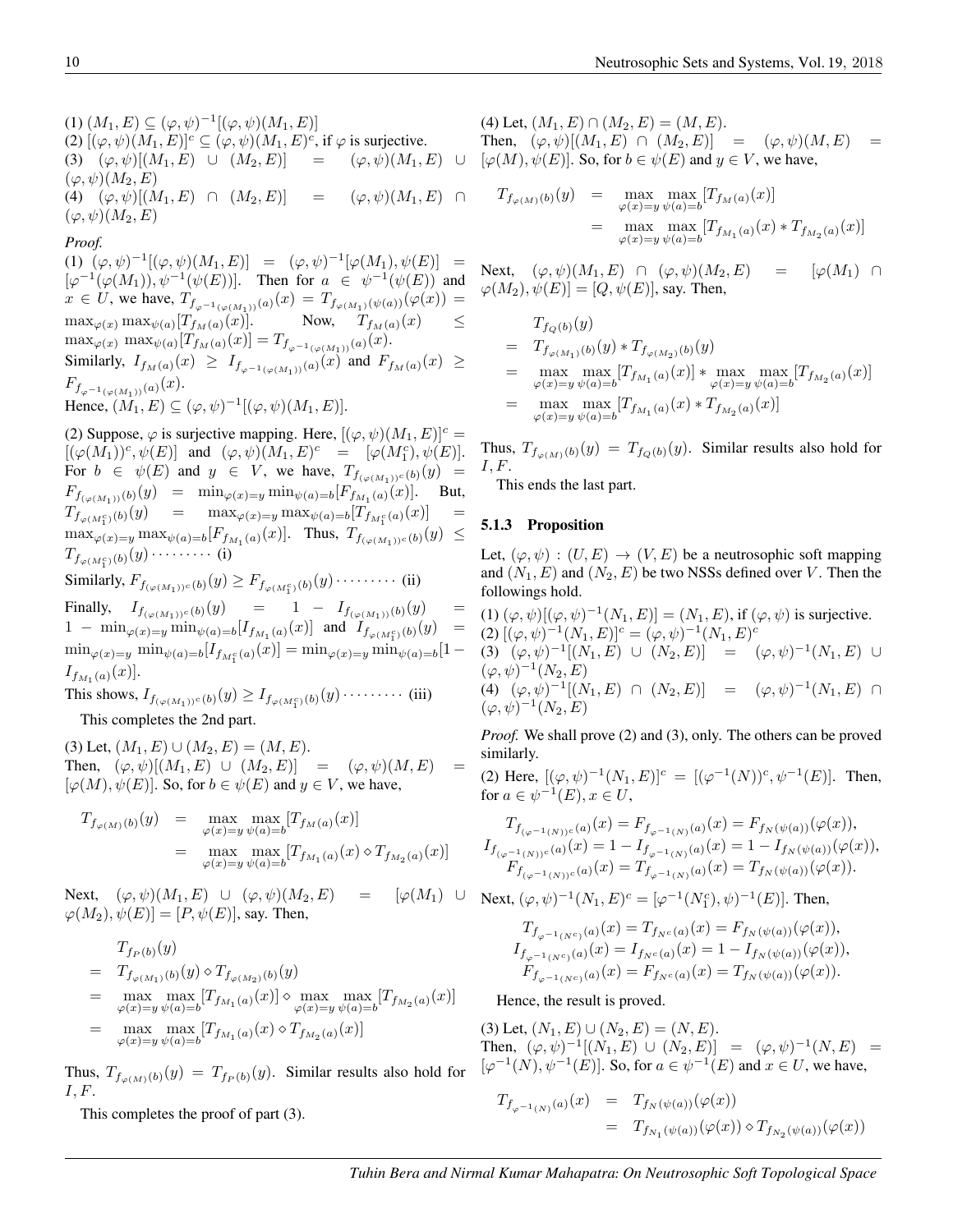(1) $(M_1, E) \subseteq (\varphi, \psi)^{-1}[(\varphi, \psi)(M_1, E)]$
(2) $[(\varphi, \psi)(M_1, E)]^c \subseteq (\varphi, \psi)(M_1, E)^c$, if $\varphi$ is surjective.
(3) $(\varphi, \psi)[(M_1, E) \cup (M_2, E)] = (\varphi, \psi)(M_1, E) \cup (\varphi, \psi)(M_2, E)$
(4) $(\varphi, \psi)[(M_1, E) \cap (M_2, E)] = (\varphi, \psi)(M_1, E) \cap (\varphi, \psi)(M_2, E)$

*Proof.*

(1) $(\varphi, \psi)^{-1}[(\varphi, \psi)(M_1, E)] = (\varphi, \psi)^{-1}[\varphi(M_1), \psi(E)] = [\varphi^{-1}(\varphi(M_1)), \psi^{-1}(\psi(E))]$. Then for $a \in \psi^{-1}(\psi(E))$ and $x \in U$, we have, $T_{f_{\varphi^{-1}(\varphi(M_1))}(a)}(x) = T_{f_{\varphi(M_1)}(\psi(a))}(\varphi(x)) = \max_{\varphi(x)} \max_{\psi(a)}[T_{f_M(a)}(x)]$. Now, $T_{f_M(a)}(x) \leq \max_{\varphi(x)} \max_{\psi(a)}[T_{f_M(a)}(x)] = T_{f_{\varphi^{-1}(\varphi(M_1))}(a)}(x)$.
Similarly, $I_{f_M(a)}(x) \geq I_{f_{\varphi^{-1}(\varphi(M_1))}(a)}(x)$ and $F_{f_M(a)}(x) \geq F_{f_{\varphi^{-1}(\varphi(M_1))}(a)}(x)$.
Hence, $(M_1, E) \subseteq (\varphi, \psi)^{-1}[(\varphi, \psi)(M_1, E)]$.

(2) Suppose, $\varphi$ is surjective mapping. Here, $[(\varphi, \psi)(M_1, E)]^c = [(\varphi(M_1))^c, \psi(E)]$ and $(\varphi, \psi)(M_1, E)^c = [\varphi(M_1^c), \psi(E)]$. For $b \in \psi(E)$ and $y \in V$, we have, $T_{f_{(\varphi(M_1))^c}(b)}(y) = F_{f_{(\varphi(M_1))}(b)}(y) = \min_{\varphi(x)=y} \min_{\psi(a)=b}[F_{f_{M_1}(a)}(x)]$. But, $T_{f_{\varphi(M_1^c)}(b)}(y) = \max_{\varphi(x)=y} \max_{\psi(a)=b}[T_{f_{M_1^c}(a)}(x)] = \max_{\varphi(x)=y} \max_{\psi(a)=b}[F_{f_{M_1}(a)}(x)]$. Thus, $T_{f_{(\varphi(M_1))^c}(b)}(y) \leq T_{f_{\varphi(M_1^c)}(b)}(y) \cdots\cdots\cdots$ (i)

Similarly, $F_{f_{(\varphi(M_1))^c}(b)}(y) \geq F_{f_{\varphi(M_1^c)}(b)}(y) \cdots\cdots\cdots$ (ii)

Finally, $I_{f_{(\varphi(M_1))^c}(b)}(y) = 1 - I_{f_{(\varphi(M_1))}(b)}(y) = 1 - \min_{\varphi(x)=y} \min_{\psi(a)=b}[I_{f_{M_1}(a)}(x)]$ and $I_{f_{\varphi(M_1^c)}(b)}(y) = \min_{\varphi(x)=y} \min_{\psi(a)=b}[I_{f_{M_1^c}(a)}(x)] = \min_{\varphi(x)=y} \min_{\psi(a)=b}[1 - I_{f_{M_1}(a)}(x)]$.

This shows, $I_{f_{(\varphi(M_1))^c}(b)}(y) \geq I_{f_{\varphi(M_1^c)}(b)}(y) \cdots\cdots\cdots$ (iii)

This completes the 2nd part.

(3) Let, $(M_1, E) \cup (M_2, E) = (M, E)$.
Then, $(\varphi, \psi)[(M_1, E) \cup (M_2, E)] = (\varphi, \psi)(M, E) = [\varphi(M), \psi(E)]$. So, for $b \in \psi(E)$ and $y \in V$, we have,

$$\begin{aligned} T_{f_{\varphi(M)}(b)}(y) &= \max_{\varphi(x)=y} \max_{\psi(a)=b}[T_{f_M(a)}(x)] \\ &= \max_{\varphi(x)=y} \max_{\psi(a)=b}[T_{f_{M_1}(a)}(x) \diamond T_{f_{M_2}(a)}(x)] \end{aligned}$$

Next, $(\varphi, \psi)(M_1, E) \cup (\varphi, \psi)(M_2, E) = [\varphi(M_1) \cup \varphi(M_2), \psi(E)] = [P, \psi(E)]$, say. Then,

$$\begin{aligned} & T_{f_P(b)}(y) \\ =\ & T_{f_{\varphi(M_1)}(b)}(y) \diamond T_{f_{\varphi(M_2)}(b)}(y) \\ =\ & \max_{\varphi(x)=y} \max_{\psi(a)=b}[T_{f_{M_1}(a)}(x)] \diamond \max_{\varphi(x)=y} \max_{\psi(a)=b}[T_{f_{M_2}(a)}(x)] \\ =\ & \max_{\varphi(x)=y} \max_{\psi(a)=b}[T_{f_{M_1}(a)}(x) \diamond T_{f_{M_2}(a)}(x)] \end{aligned}$$

Thus, $T_{f_{\varphi(M)}(b)}(y) = T_{f_P(b)}(y)$. Similar results also hold for $I, F$.

This completes the proof of part (3).

(4) Let, $(M_1, E) \cap (M_2, E) = (M, E)$.
Then, $(\varphi, \psi)[(M_1, E) \cap (M_2, E)] = (\varphi, \psi)(M, E) = [\varphi(M), \psi(E)]$. So, for $b \in \psi(E)$ and $y \in V$, we have,

$$\begin{aligned} T_{f_{\varphi(M)}(b)}(y) &= \max_{\varphi(x)=y} \max_{\psi(a)=b}[T_{f_M(a)}(x)] \\ &= \max_{\varphi(x)=y} \max_{\psi(a)=b}[T_{f_{M_1}(a)}(x) * T_{f_{M_2}(a)}(x)] \end{aligned}$$

Next, $(\varphi, \psi)(M_1, E) \cap (\varphi, \psi)(M_2, E) = [\varphi(M_1) \cap \varphi(M_2), \psi(E)] = [Q, \psi(E)]$, say. Then,

$$\begin{aligned} & T_{f_Q(b)}(y) \\ =\ & T_{f_{\varphi(M_1)}(b)}(y) * T_{f_{\varphi(M_2)}(b)}(y) \\ =\ & \max_{\varphi(x)=y} \max_{\psi(a)=b}[T_{f_{M_1}(a)}(x)] * \max_{\varphi(x)=y} \max_{\psi(a)=b}[T_{f_{M_2}(a)}(x)] \\ =\ & \max_{\varphi(x)=y} \max_{\psi(a)=b}[T_{f_{M_1}(a)}(x) * T_{f_{M_2}(a)}(x)] \end{aligned}$$

Thus, $T_{f_{\varphi(M)}(b)}(y) = T_{f_Q(b)}(y)$. Similar results also hold for $I, F$.

This ends the last part.

### 5.1.3 Proposition

Let, $(\varphi, \psi) : (U, E) \to (V, E)$ be a neutrosophic soft mapping and $(N_1, E)$ and $(N_2, E)$ be two NSSs defined over $V$. Then the followings hold.

(1) $(\varphi, \psi)[(\varphi, \psi)^{-1}(N_1, E)] = (N_1, E)$, if $(\varphi, \psi)$ is surjective.
(2) $[(\varphi, \psi)^{-1}(N_1, E)]^c = (\varphi, \psi)^{-1}(N_1, E)^c$
(3) $(\varphi, \psi)^{-1}[(N_1, E) \cup (N_2, E)] = (\varphi, \psi)^{-1}(N_1, E) \cup (\varphi, \psi)^{-1}(N_2, E)$
(4) $(\varphi, \psi)^{-1}[(N_1, E) \cap (N_2, E)] = (\varphi, \psi)^{-1}(N_1, E) \cap (\varphi, \psi)^{-1}(N_2, E)$

*Proof.* We shall prove (2) and (3), only. The others can be proved similarly.

(2) Here, $[(\varphi, \psi)^{-1}(N_1, E)]^c = [(\varphi^{-1}(N))^c, \psi^{-1}(E)]$. Then, for $a \in \psi^{-1}(E), x \in U$,

$$\begin{aligned} T_{f_{(\varphi^{-1}(N))^c}(a)}(x) &= F_{f_{\varphi^{-1}(N)}(a)}(x) = F_{f_N(\psi(a))}(\varphi(x)), \\ I_{f_{(\varphi^{-1}(N))^c}(a)}(x) &= 1 - I_{f_{\varphi^{-1}(N)}(a)}(x) = 1 - I_{f_N(\psi(a))}(\varphi(x)), \\ F_{f_{(\varphi^{-1}(N))^c}(a)}(x) &= T_{f_{\varphi^{-1}(N)}(a)}(x) = T_{f_N(\psi(a))}(\varphi(x)). \end{aligned}$$

Next, $(\varphi, \psi)^{-1}(N_1, E)^c = [\varphi^{-1}(N_1^c), \psi)^{-1}(E)]$. Then,

$$\begin{aligned} T_{f_{\varphi^{-1}(N^c)}(a)}(x) &= T_{f_{N^c}(a)}(x) = F_{f_N(\psi(a))}(\varphi(x)), \\ I_{f_{\varphi^{-1}(N^c)}(a)}(x) &= I_{f_{N^c}(a)}(x) = 1 - I_{f_N(\psi(a))}(\varphi(x)), \\ F_{f_{\varphi^{-1}(N^c)}(a)}(x) &= F_{f_{N^c}(a)}(x) = T_{f_N(\psi(a))}(\varphi(x)). \end{aligned}$$

Hence, the result is proved.

(3) Let, $(N_1, E) \cup (N_2, E) = (N, E)$.
Then, $(\varphi, \psi)^{-1}[(N_1, E) \cup (N_2, E)] = (\varphi, \psi)^{-1}(N, E) = [\varphi^{-1}(N), \psi^{-1}(E)]$. So, for $a \in \psi^{-1}(E)$ and $x \in U$, we have,

$$\begin{aligned} T_{f_{\varphi^{-1}(N)}(a)}(x) &= T_{f_N(\psi(a))}(\varphi(x)) \\ &= T_{f_{N_1}(\psi(a))}(\varphi(x)) \diamond T_{f_{N_2}(\psi(a))}(\varphi(x)) \end{aligned}$$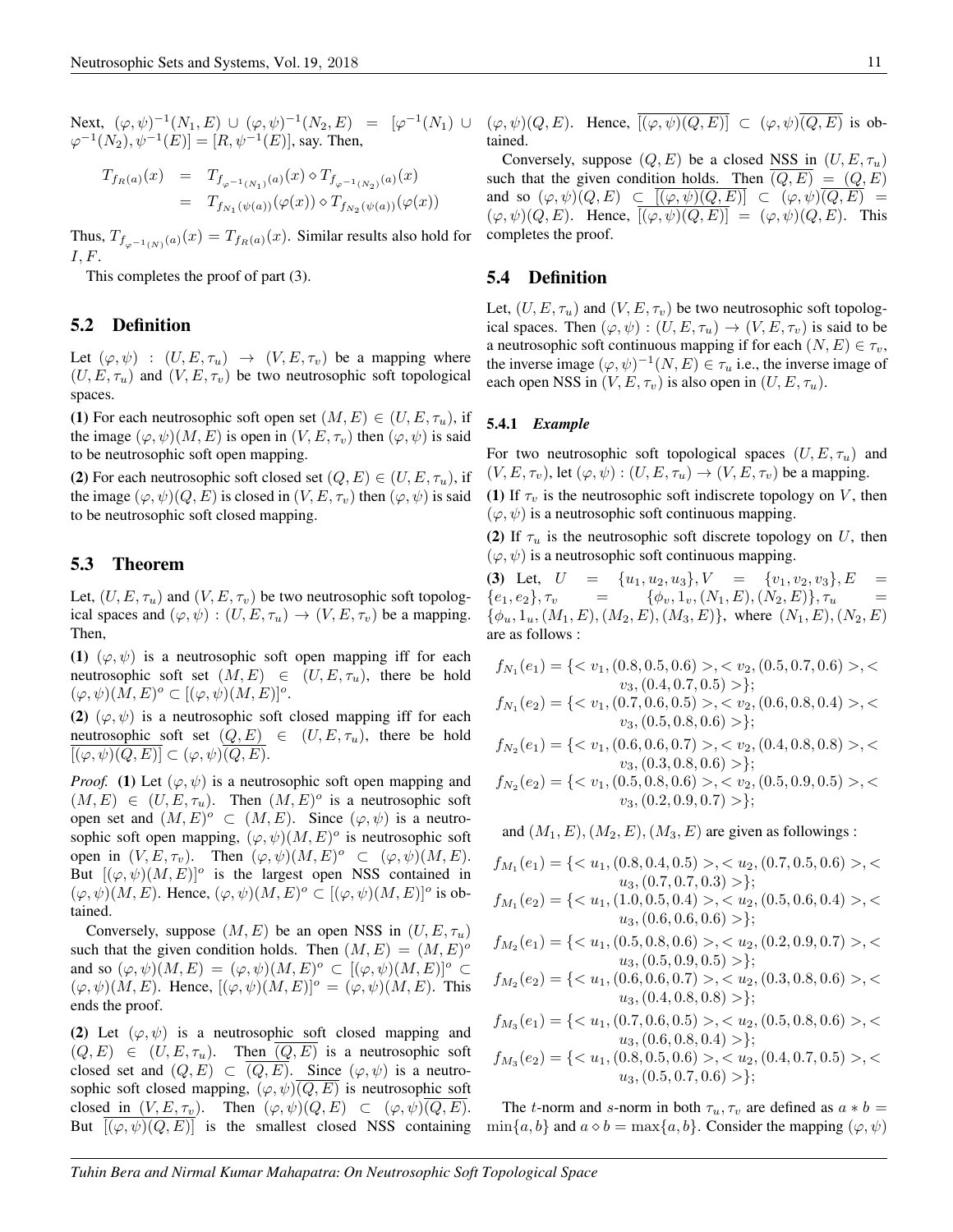Next, $(\varphi, \psi)^{-1}(N_1, E) \cup (\varphi, \psi)^{-1}(N_2, E) = [\varphi^{-1}(N_1) \cup \varphi^{-1}(N_2), \psi^{-1}(E)] = [R, \psi^{-1}(E)]$, say. Then,

$$
\begin{aligned}
T_{f_{R(a)}}(x) &= T_{f_{\varphi^{-1}(N_1)}(a)}(x) \diamond T_{f_{\varphi^{-1}(N_2)}(a)}(x) \\
&= T_{f_{N_1}(\psi(a))}(\varphi(x)) \diamond T_{f_{N_2}(\psi(a))}(\varphi(x))
\end{aligned}
$$

Thus, $T_{f_{\varphi^{-1}(N)}(a)}(x) = T_{f_{R(a)}}(x)$. Similar results also hold for $I, F$.

This completes the proof of part (3).

## 5.2 Definition

Let $(\varphi, \psi) : (U, E, \tau_u) \rightarrow (V, E, \tau_v)$ be a mapping where $(U, E, \tau_u)$ and $(V, E, \tau_v)$ be two neutrosophic soft topological spaces.

**(1)** For each neutrosophic soft open set $(M, E) \in (U, E, \tau_u)$, if the image $(\varphi, \psi)(M, E)$ is open in $(V, E, \tau_v)$ then $(\varphi, \psi)$ is said to be neutrosophic soft open mapping.

**(2)** For each neutrosophic soft closed set $(Q, E) \in (U, E, \tau_u)$, if the image $(\varphi, \psi)(Q, E)$ is closed in $(V, E, \tau_v)$ then $(\varphi, \psi)$ is said to be neutrosophic soft closed mapping.

## 5.3 Theorem

Let, $(U, E, \tau_u)$ and $(V, E, \tau_v)$ be two neutrosophic soft topological spaces and $(\varphi, \psi) : (U, E, \tau_u) \rightarrow (V, E, \tau_v)$ be a mapping. Then,

**(1)** $(\varphi, \psi)$ is a neutrosophic soft open mapping iff for each neutrosophic soft set $(M, E) \in (U, E, \tau_u)$, there be hold $(\varphi, \psi)(M, E)^o \subset [(\varphi, \psi)(M, E)]^o$.

**(2)** $(\varphi, \psi)$ is a neutrosophic soft closed mapping iff for each neutrosophic soft set $(Q, E) \in (U, E, \tau_u)$, there be hold $\overline{[(\varphi, \psi)(Q, E)]} \subset (\varphi, \psi)\overline{(Q, E)}$.

*Proof.* **(1)** Let $(\varphi, \psi)$ is a neutrosophic soft open mapping and $(M, E) \in (U, E, \tau_u)$. Then $(M, E)^o$ is a neutrosophic soft open set and $(M, E)^o \subset (M, E)$. Since $(\varphi, \psi)$ is a neutrosophic soft open mapping, $(\varphi, \psi)(M, E)^o$ is neutrosophic soft open in $(V, E, \tau_v)$. Then $(\varphi, \psi)(M, E)^o \subset (\varphi, \psi)(M, E)$. But $[(\varphi, \psi)(M, E)]^o$ is the largest open NSS contained in $(\varphi, \psi)(M, E)$. Hence, $(\varphi, \psi)(M, E)^o \subset [(\varphi, \psi)(M, E)]^o$ is obtained.

Conversely, suppose $(M, E)$ be an open NSS in $(U, E, \tau_u)$ such that the given condition holds. Then $(M, E) = (M, E)^o$ and so $(\varphi, \psi)(M, E) = (\varphi, \psi)(M, E)^o \subset [(\varphi, \psi)(M, E)]^o \subset (\varphi, \psi)(M, E)$. Hence, $[(\varphi, \psi)(M, E)]^o = (\varphi, \psi)(M, E)$. This ends the proof.

**(2)** Let $(\varphi, \psi)$ is a neutrosophic soft closed mapping and $(Q, E) \in (U, E, \tau_u)$. Then $\overline{(Q, E)}$ is a neutrosophic soft closed set and $(Q, E) \subset \overline{(Q, E)}$. Since $(\varphi, \psi)$ is a neutrosophic soft closed mapping, $(\varphi, \psi)\overline{(Q, E)}$ is neutrosophic soft closed in $(V, E, \tau_v)$. Then $(\varphi, \psi)(Q, E) \subset (\varphi, \psi)\overline{(Q, E)}$. But $\overline{[(\varphi, \psi)(Q, E)]}$ is the smallest closed NSS containing $(\varphi, \psi)(Q, E)$. Hence, $\overline{[(\varphi, \psi)(Q, E)]} \subset (\varphi, \psi)\overline{(Q, E)}$ is obtained.

Conversely, suppose $(Q, E)$ be a closed NSS in $(U, E, \tau_u)$ such that the given condition holds. Then $\overline{(Q, E)} = (Q, E)$ and so $(\varphi, \psi)(Q, E) \subset \overline{[(\varphi, \psi)(Q, E)]} \subset (\varphi, \psi)\overline{(Q, E)} = (\varphi, \psi)(Q, E)$. Hence, $\overline{[(\varphi, \psi)(Q, E)]} = (\varphi, \psi)(Q, E)$. This completes the proof.

## 5.4 Definition

Let, $(U, E, \tau_u)$ and $(V, E, \tau_v)$ be two neutrosophic soft topological spaces. Then $(\varphi, \psi) : (U, E, \tau_u) \rightarrow (V, E, \tau_v)$ is said to be a neutrosophic soft continuous mapping if for each $(N, E) \in \tau_v$, the inverse image $(\varphi, \psi)^{-1}(N, E) \in \tau_u$ i.e., the inverse image of each open NSS in $(V, E, \tau_v)$ is also open in $(U, E, \tau_u)$.

### 5.4.1 *Example*

For two neutrosophic soft topological spaces $(U, E, \tau_u)$ and $(V, E, \tau_v)$, let $(\varphi, \psi) : (U, E, \tau_u) \rightarrow (V, E, \tau_v)$ be a mapping.

**(1)** If $\tau_v$ is the neutrosophic soft indiscrete topology on $V$, then $(\varphi, \psi)$ is a neutrosophic soft continuous mapping.

**(2)** If $\tau_u$ is the neutrosophic soft discrete topology on $U$, then $(\varphi, \psi)$ is a neutrosophic soft continuous mapping.

**(3)** Let, $U = \{u_1, u_2, u_3\}, V = \{v_1, v_2, v_3\}, E = \{e_1, e_2\}, \tau_v = \{\phi_v, 1_v, (N_1, E), (N_2, E)\}, \tau_u = \{\phi_u, 1_u, (M_1, E), (M_2, E), (M_3, E)\}$, where $(N_1, E), (N_2, E)$ are as follows :

$$
\begin{aligned}
f_{N_1}(e_1) &= \{< v_1, (0.8, 0.5, 0.6) >, < v_2, (0.5, 0.7, 0.6) >, < v_3, (0.4, 0.7, 0.5) >\}; \\
f_{N_1}(e_2) &= \{< v_1, (0.7, 0.6, 0.5) >, < v_2, (0.6, 0.8, 0.4) >, < v_3, (0.5, 0.8, 0.6) >\}; \\
f_{N_2}(e_1) &= \{< v_1, (0.6, 0.6, 0.7) >, < v_2, (0.4, 0.8, 0.8) >, < v_3, (0.3, 0.8, 0.6) >\}; \\
f_{N_2}(e_2) &= \{< v_1, (0.5, 0.8, 0.6) >, < v_2, (0.5, 0.9, 0.5) >, < v_3, (0.2, 0.9, 0.7) >\};
\end{aligned}
$$

and $(M_1, E), (M_2, E), (M_3, E)$ are given as followings :

$$
\begin{aligned}
f_{M_1}(e_1) &= \{< u_1, (0.8, 0.4, 0.5) >, < u_2, (0.7, 0.5, 0.6) >, < u_3, (0.7, 0.7, 0.3) >\}; \\
f_{M_1}(e_2) &= \{< u_1, (1.0, 0.5, 0.4) >, < u_2, (0.5, 0.6, 0.4) >, < u_3, (0.6, 0.6, 0.6) >\}; \\
f_{M_2}(e_1) &= \{< u_1, (0.5, 0.8, 0.6) >, < u_2, (0.2, 0.9, 0.7) >, < u_3, (0.5, 0.9, 0.5) >\}; \\
f_{M_2}(e_2) &= \{< u_1, (0.6, 0.6, 0.7) >, < u_2, (0.3, 0.8, 0.6) >, < u_3, (0.4, 0.8, 0.8) >\}; \\
f_{M_3}(e_1) &= \{< u_1, (0.7, 0.6, 0.5) >, < u_2, (0.5, 0.8, 0.6) >, < u_3, (0.6, 0.8, 0.4) >\}; \\
f_{M_3}(e_2) &= \{< u_1, (0.8, 0.5, 0.6) >, < u_2, (0.4, 0.7, 0.5) >, < u_3, (0.5, 0.7, 0.6) >\};
\end{aligned}
$$

The $t$-norm and $s$-norm in both $\tau_u, \tau_v$ are defined as $a * b = \min\{a, b\}$ and $a \diamond b = \max\{a, b\}$. Consider the mapping $(\varphi, \psi)$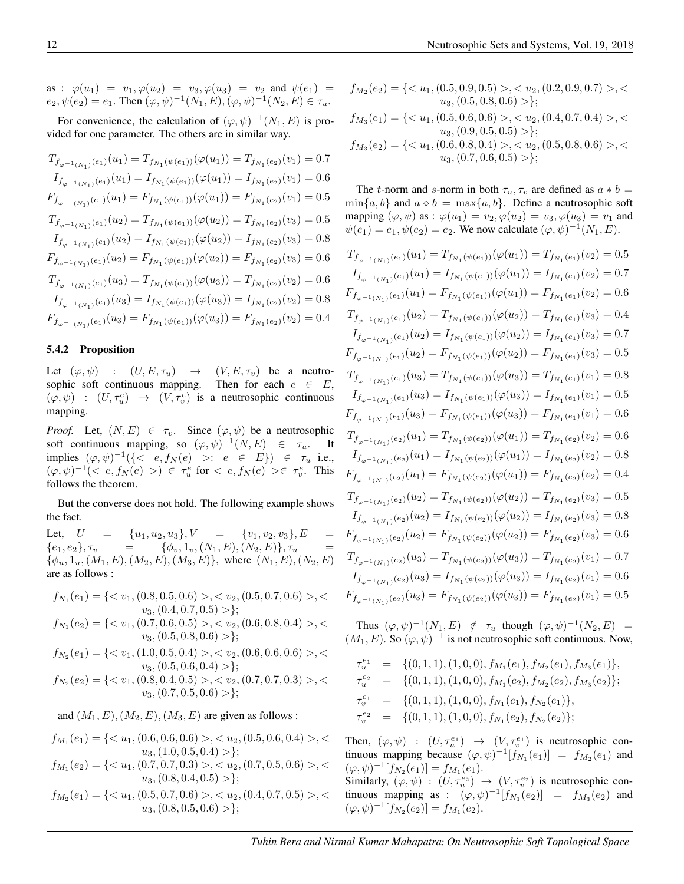as : $\varphi(u_1) = v_1, \varphi(u_2) = v_3, \varphi(u_3) = v_2$ and $\psi(e_1) = e_2, \psi(e_2) = e_1$. Then $(\varphi,\psi)^{-1}(N_1,E), (\varphi,\psi)^{-1}(N_2,E) \in \tau_u$.

For convenience, the calculation of $(\varphi,\psi)^{-1}(N_1,E)$ is provided for one parameter. The others are in similar way.

$$T_{f_{\varphi^{-1}(N_1)}(e_1)}(u_1) = T_{f_{N_1}(\psi(e_1))}(\varphi(u_1)) = T_{f_{N_1}(e_2)}(v_1) = 0.7$$
$$I_{f_{\varphi^{-1}(N_1)}(e_1)}(u_1) = I_{f_{N_1}(\psi(e_1))}(\varphi(u_1)) = I_{f_{N_1}(e_2)}(v_1) = 0.6$$
$$F_{f_{\varphi^{-1}(N_1)}(e_1)}(u_1) = F_{f_{N_1}(\psi(e_1))}(\varphi(u_1)) = F_{f_{N_1}(e_2)}(v_1) = 0.5$$
$$T_{f_{\varphi^{-1}(N_1)}(e_1)}(u_2) = T_{f_{N_1}(\psi(e_1))}(\varphi(u_2)) = T_{f_{N_1}(e_2)}(v_3) = 0.5$$
$$I_{f_{\varphi^{-1}(N_1)}(e_1)}(u_2) = I_{f_{N_1}(\psi(e_1))}(\varphi(u_2)) = I_{f_{N_1}(e_2)}(v_3) = 0.8$$
$$F_{f_{\varphi^{-1}(N_1)}(e_1)}(u_2) = F_{f_{N_1}(\psi(e_1))}(\varphi(u_2)) = F_{f_{N_1}(e_2)}(v_3) = 0.6$$
$$T_{f_{\varphi^{-1}(N_1)}(e_1)}(u_3) = T_{f_{N_1}(\psi(e_1))}(\varphi(u_3)) = T_{f_{N_1}(e_2)}(v_2) = 0.6$$
$$I_{f_{\varphi^{-1}(N_1)}(e_1)}(u_3) = I_{f_{N_1}(\psi(e_1))}(\varphi(u_3)) = I_{f_{N_1}(e_2)}(v_2) = 0.8$$
$$F_{f_{\varphi^{-1}(N_1)}(e_1)}(u_3) = F_{f_{N_1}(\psi(e_1))}(\varphi(u_3)) = F_{f_{N_1}(e_2)}(v_2) = 0.4$$

### 5.4.2 Proposition

Let $(\varphi,\psi) : (U,E,\tau_u) \rightarrow (V,E,\tau_v)$ be a neutrosophic soft continuous mapping. Then for each $e \in E$, $(\varphi,\psi) : (U,\tau_u^e) \rightarrow (V,\tau_v^e)$ is a neutrosophic continuous mapping.

*Proof.* Let, $(N,E) \in \tau_v$. Since $(\varphi,\psi)$ be a neutrosophic soft continuous mapping, so $(\varphi,\psi)^{-1}(N,E) \in \tau_u$. It implies $(\varphi,\psi)^{-1}(\{< e, f_N(e) >: e \in E\}) \in \tau_u$ i.e., $(\varphi,\psi)^{-1}(< e, f_N(e) >) \in \tau_u^e$ for $< e, f_N(e) > \in \tau_v^e$. This follows the theorem.

But the converse does not hold. The following example shows the fact.

Let, $U = \{u_1,u_2,u_3\}, V = \{v_1,v_2,v_3\}, E = \{e_1,e_2\}, \tau_v = \{\phi_v, 1_v, (N_1,E),(N_2,E)\}, \tau_u = \{\phi_u, 1_u, (M_1,E),(M_2,E),(M_3,E)\}$, where $(N_1,E),(N_2,E)$ are as follows :

$$f_{N_1}(e_1) = \{< v_1,(0.8,0.5,0.6) >, < v_2,(0.5,0.7,0.6) >, < v_3,(0.4,0.7,0.5) >\};$$
$$f_{N_1}(e_2) = \{< v_1,(0.7,0.6,0.5) >, < v_2,(0.6,0.8,0.4) >, < v_3,(0.5,0.8,0.6) >\};$$
$$f_{N_2}(e_1) = \{< v_1,(1.0,0.5,0.4) >, < v_2,(0.6,0.6,0.6) >, < v_3,(0.5,0.6,0.4) >\};$$
$$f_{N_2}(e_2) = \{< v_1,(0.8,0.4,0.5) >, < v_2,(0.7,0.7,0.3) >, < v_3,(0.7,0.5,0.6) >\};$$

and $(M_1,E),(M_2,E),(M_3,E)$ are given as follows :

$$f_{M_1}(e_1) = \{< u_1,(0.6,0.6,0.6) >, < u_2,(0.5,0.6,0.4) >, < u_3,(1.0,0.5,0.4) >\};$$
$$f_{M_1}(e_2) = \{< u_1,(0.7,0.7,0.3) >, < u_2,(0.7,0.5,0.6) >, < u_3,(0.8,0.4,0.5) >\};$$
$$f_{M_2}(e_1) = \{< u_1,(0.5,0.7,0.6) >, < u_2,(0.4,0.7,0.5) >, < u_3,(0.8,0.5,0.6) >\};$$
$$f_{M_2}(e_2) = \{< u_1,(0.5,0.9,0.5) >, < u_2,(0.2,0.9,0.7) >, < u_3,(0.5,0.8,0.6) >\};$$
$$f_{M_3}(e_1) = \{< u_1,(0.5,0.6,0.6) >, < u_2,(0.4,0.7,0.4) >, < u_3,(0.9,0.5,0.5) >\};$$
$$f_{M_3}(e_2) = \{< u_1,(0.6,0.8,0.4) >, < u_2,(0.5,0.8,0.6) >, < u_3,(0.7,0.6,0.5) >\};$$

The $t$-norm and $s$-norm in both $\tau_u, \tau_v$ are defined as $a * b = \min\{a,b\}$ and $a \diamond b = \max\{a,b\}$. Define a neutrosophic soft mapping $(\varphi,\psi)$ as : $\varphi(u_1) = v_2, \varphi(u_2) = v_3, \varphi(u_3) = v_1$ and $\psi(e_1) = e_1, \psi(e_2) = e_2$. We now calculate $(\varphi,\psi)^{-1}(N_1,E)$.

$$T_{f_{\varphi^{-1}(N_1)}(e_1)}(u_1) = T_{f_{N_1}(\psi(e_1))}(\varphi(u_1)) = T_{f_{N_1}(e_1)}(v_2) = 0.5$$
$$I_{f_{\varphi^{-1}(N_1)}(e_1)}(u_1) = I_{f_{N_1}(\psi(e_1))}(\varphi(u_1)) = I_{f_{N_1}(e_1)}(v_2) = 0.7$$
$$F_{f_{\varphi^{-1}(N_1)}(e_1)}(u_1) = F_{f_{N_1}(\psi(e_1))}(\varphi(u_1)) = F_{f_{N_1}(e_1)}(v_2) = 0.6$$
$$T_{f_{\varphi^{-1}(N_1)}(e_1)}(u_2) = T_{f_{N_1}(\psi(e_1))}(\varphi(u_2)) = T_{f_{N_1}(e_1)}(v_3) = 0.4$$
$$I_{f_{\varphi^{-1}(N_1)}(e_1)}(u_2) = I_{f_{N_1}(\psi(e_1))}(\varphi(u_2)) = I_{f_{N_1}(e_1)}(v_3) = 0.7$$
$$F_{f_{\varphi^{-1}(N_1)}(e_1)}(u_2) = F_{f_{N_1}(\psi(e_1))}(\varphi(u_2)) = F_{f_{N_1}(e_1)}(v_3) = 0.5$$
$$T_{f_{\varphi^{-1}(N_1)}(e_1)}(u_3) = T_{f_{N_1}(\psi(e_1))}(\varphi(u_3)) = T_{f_{N_1}(e_1)}(v_1) = 0.8$$
$$I_{f_{\varphi^{-1}(N_1)}(e_1)}(u_3) = I_{f_{N_1}(\psi(e_1))}(\varphi(u_3)) = I_{f_{N_1}(e_1)}(v_1) = 0.5$$
$$F_{f_{\varphi^{-1}(N_1)}(e_1)}(u_3) = F_{f_{N_1}(\psi(e_1))}(\varphi(u_3)) = F_{f_{N_1}(e_1)}(v_1) = 0.6$$
$$T_{f_{\varphi^{-1}(N_1)}(e_2)}(u_1) = T_{f_{N_1}(\psi(e_2))}(\varphi(u_1)) = T_{f_{N_1}(e_2)}(v_2) = 0.6$$
$$I_{f_{\varphi^{-1}(N_1)}(e_2)}(u_1) = I_{f_{N_1}(\psi(e_2))}(\varphi(u_1)) = I_{f_{N_1}(e_2)}(v_2) = 0.8$$
$$F_{f_{\varphi^{-1}(N_1)}(e_2)}(u_1) = F_{f_{N_1}(\psi(e_2))}(\varphi(u_1)) = F_{f_{N_1}(e_2)}(v_2) = 0.4$$
$$T_{f_{\varphi^{-1}(N_1)}(e_2)}(u_2) = T_{f_{N_1}(\psi(e_2))}(\varphi(u_2)) = T_{f_{N_1}(e_2)}(v_3) = 0.5$$
$$I_{f_{\varphi^{-1}(N_1)}(e_2)}(u_2) = I_{f_{N_1}(\psi(e_2))}(\varphi(u_2)) = I_{f_{N_1}(e_2)}(v_3) = 0.8$$
$$F_{f_{\varphi^{-1}(N_1)}(e_2)}(u_2) = F_{f_{N_1}(\psi(e_2))}(\varphi(u_2)) = F_{f_{N_1}(e_2)}(v_3) = 0.6$$
$$T_{f_{\varphi^{-1}(N_1)}(e_2)}(u_3) = T_{f_{N_1}(\psi(e_2))}(\varphi(u_3)) = T_{f_{N_1}(e_2)}(v_1) = 0.7$$
$$I_{f_{\varphi^{-1}(N_1)}(e_2)}(u_3) = I_{f_{N_1}(\psi(e_2))}(\varphi(u_3)) = I_{f_{N_1}(e_2)}(v_1) = 0.6$$
$$F_{f_{\varphi^{-1}(N_1)}(e_2)}(u_3) = F_{f_{N_1}(\psi(e_2))}(\varphi(u_3)) = F_{f_{N_1}(e_2)}(v_1) = 0.5$$

Thus $(\varphi,\psi)^{-1}(N_1,E) \notin \tau_u$ though $(\varphi,\psi)^{-1}(N_2,E) = (M_1,E)$. So $(\varphi,\psi)^{-1}$ is not neutrosophic soft continuous. Now,

$$\begin{aligned}
\tau_u^{e_1} &= \{(0,1,1),(1,0,0), f_{M_1}(e_1), f_{M_2}(e_1), f_{M_3}(e_1)\},\\
\tau_u^{e_2} &= \{(0,1,1),(1,0,0), f_{M_1}(e_2), f_{M_2}(e_2), f_{M_3}(e_2)\};\\
\tau_v^{e_1} &= \{(0,1,1),(1,0,0), f_{N_1}(e_1), f_{N_2}(e_1)\},\\
\tau_v^{e_2} &= \{(0,1,1),(1,0,0), f_{N_1}(e_2), f_{N_2}(e_2)\};
\end{aligned}$$

Then, $(\varphi,\psi) : (U,\tau_u^{e_1}) \rightarrow (V,\tau_v^{e_1})$ is neutrosophic continuous mapping because $(\varphi,\psi)^{-1}[f_{N_1}(e_1)] = f_{M_2}(e_1)$ and $(\varphi,\psi)^{-1}[f_{N_2}(e_1)] = f_{M_1}(e_1)$.
Similarly, $(\varphi,\psi) : (U,\tau_u^{e_2}) \rightarrow (V,\tau_v^{e_2})$ is neutrosophic continuous mapping as : $(\varphi,\psi)^{-1}[f_{N_1}(e_2)] = f_{M_3}(e_2)$ and $(\varphi,\psi)^{-1}[f_{N_2}(e_2)] = f_{M_1}(e_2)$.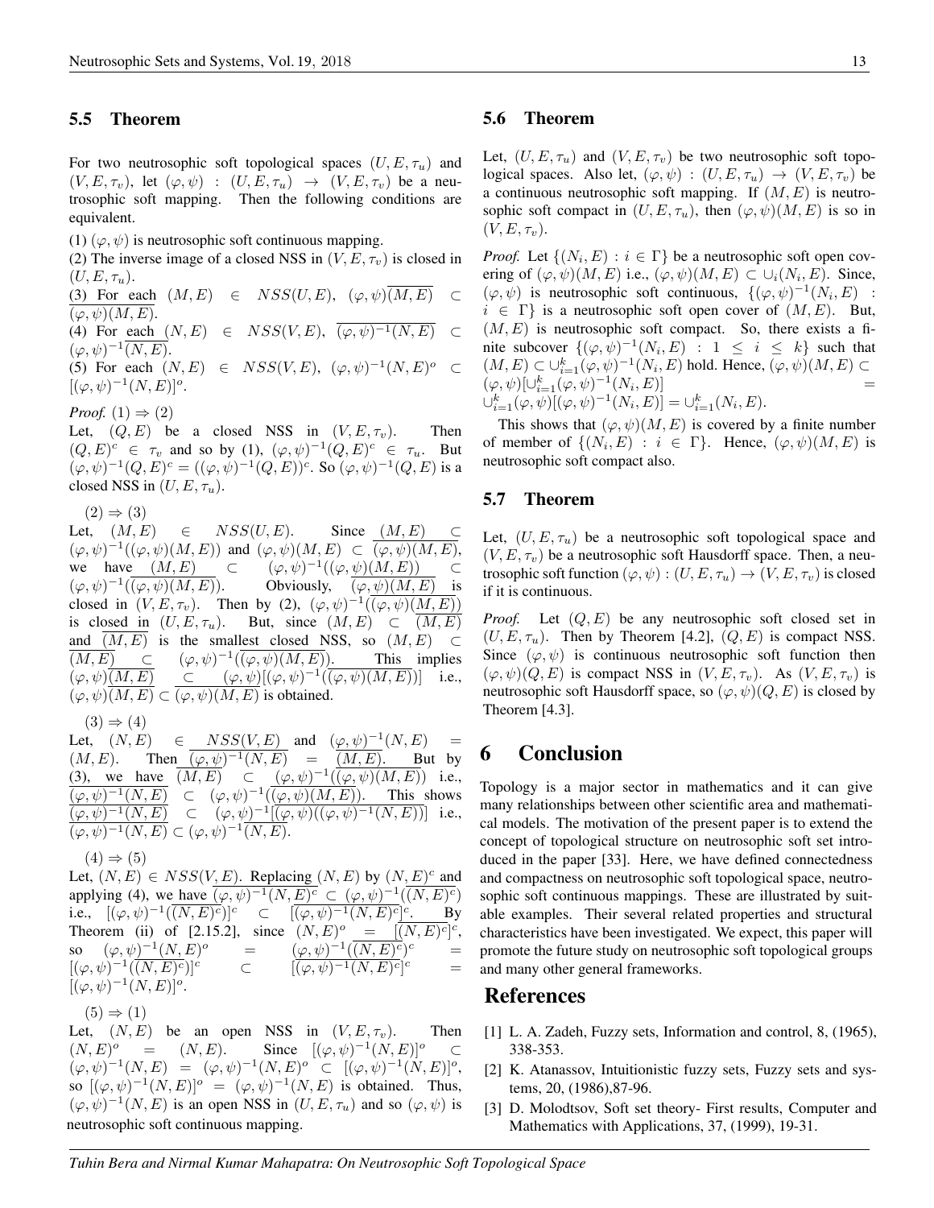### 5.5 Theorem

For two neutrosophic soft topological spaces $(U, E, \tau_u)$ and $(V, E, \tau_v)$, let $(\varphi, \psi) : (U, E, \tau_u) \to (V, E, \tau_v)$ be a neutrosophic soft mapping. Then the following conditions are equivalent.

(1) $(\varphi, \psi)$ is neutrosophic soft continuous mapping.
(2) The inverse image of a closed NSS in $(V, E, \tau_v)$ is closed in $(U, E, \tau_u)$.
(3) For each $(M, E) \in NSS(U, E)$, $(\varphi, \psi)\overline{(M, E)} \subset \overline{(\varphi, \psi)(M, E)}$.
(4) For each $(N, E) \in NSS(V, E)$, $\overline{(\varphi, \psi)^{-1}(N, E)} \subset (\varphi, \psi)^{-1}\overline{(N, E)}$.
(5) For each $(N, E) \in NSS(V, E)$, $(\varphi, \psi)^{-1}(N, E)^o \subset [(\varphi, \psi)^{-1}(N, E)]^o$.

*Proof.* $(1) \Rightarrow (2)$
Let, $(Q, E)$ be a closed NSS in $(V, E, \tau_v)$. Then $(Q, E)^c \in \tau_v$ and so by (1), $(\varphi, \psi)^{-1}(Q, E)^c \in \tau_u$. But $(\varphi, \psi)^{-1}(Q, E)^c = ((\varphi, \psi)^{-1}(Q, E))^c$. So $(\varphi, \psi)^{-1}(Q, E)$ is a closed NSS in $(U, E, \tau_u)$.

$(2) \Rightarrow (3)$
Let, $(M, E) \in NSS(U, E)$. Since $(M, E) \subset (\varphi, \psi)^{-1}((\varphi, \psi)(M, E))$ and $(\varphi, \psi)(M, E) \subset \overline{(\varphi, \psi)(M, E)}$, we have $(M, E) \subset (\varphi, \psi)^{-1}((\varphi, \psi)(M, E)) \subset (\varphi, \psi)^{-1}(\overline{(\varphi, \psi)(M, E)})$. Obviously, $\overline{(\varphi, \psi)(M, E)}$ is closed in $(V, E, \tau_v)$. Then by (2), $(\varphi, \psi)^{-1}(\overline{(\varphi, \psi)(M, E)})$ is closed in $(U, E, \tau_u)$. But, since $(M, E) \subset \overline{(M, E)}$ and $\overline{(M, E)}$ is the smallest closed NSS, so $(M, E) \subset \overline{(M, E)} \subset (\varphi, \psi)^{-1}(\overline{(\varphi, \psi)(M, E)})$. This implies $(\varphi, \psi)\overline{(M, E)} \subset (\varphi, \psi)[(\varphi, \psi)^{-1}(\overline{(\varphi, \psi)(M, E)})]$ i.e., $(\varphi, \psi)\overline{(M, E)} \subset \overline{(\varphi, \psi)(M, E)}$ is obtained.

$(3) \Rightarrow (4)$
Let, $(N, E) \in NSS(V, E)$ and $(\varphi, \psi)^{-1}(N, E) = (M, E)$. Then $\overline{(\varphi, \psi)^{-1}(N, E)} = \overline{(M, E)}$. But by (3), we have $\overline{(M, E)} \subset (\varphi, \psi)^{-1}(\overline{(\varphi, \psi)(M, E)})$ i.e., $\overline{(\varphi, \psi)^{-1}(N, E)} \subset (\varphi, \psi)^{-1}(\overline{(\varphi, \psi)(M, E)})$. This shows $\overline{(\varphi, \psi)^{-1}(N, E)} \subset (\varphi, \psi)^{-1}[\overline{(\varphi, \psi)((\varphi, \psi)^{-1}(N, E))}]$ i.e., $\overline{(\varphi, \psi)^{-1}(N, E)} \subset (\varphi, \psi)^{-1}\overline{(N, E)}$.

$(4) \Rightarrow (5)$
Let, $(N, E) \in NSS(V, E)$. Replacing $(N, E)$ by $(N, E)^c$ and applying (4), we have $\overline{(\varphi, \psi)^{-1}(N, E)^c} \subset (\varphi, \psi)^{-1}(\overline{(N, E)^c})$ i.e., $[(\varphi, \psi)^{-1}(\overline{(N, E)^c})]^c \subset [\overline{(\varphi, \psi)^{-1}(N, E)^c}]^c$. By Theorem (ii) of [2.15.2], since $(N, E)^o = [\overline{(N, E)^c}]^c$, so $(\varphi, \psi)^{-1}(N, E)^o = (\varphi, \psi)^{-1}(\overline{(N, E)^c})^c = [(\varphi, \psi)^{-1}(\overline{(N, E)^c})]^c \subset [\overline{(\varphi, \psi)^{-1}(N, E)^c}]^c = [(\varphi, \psi)^{-1}(N, E)]^o$.

$(5) \Rightarrow (1)$
Let, $(N, E)$ be an open NSS in $(V, E, \tau_v)$. Then $(N, E)^o = (N, E)$. Since $[(\varphi, \psi)^{-1}(N, E)]^o \subset (\varphi, \psi)^{-1}(N, E) = (\varphi, \psi)^{-1}(N, E)^o \subset [(\varphi, \psi)^{-1}(N, E)]^o$, so $[(\varphi, \psi)^{-1}(N, E)]^o = (\varphi, \psi)^{-1}(N, E)$ is obtained. Thus, $(\varphi, \psi)^{-1}(N, E)$ is an open NSS in $(U, E, \tau_u)$ and so $(\varphi, \psi)$ is neutrosophic soft continuous mapping.

### 5.6 Theorem

Let, $(U, E, \tau_u)$ and $(V, E, \tau_v)$ be two neutrosophic soft topological spaces. Also let, $(\varphi, \psi) : (U, E, \tau_u) \to (V, E, \tau_v)$ be a continuous neutrosophic soft mapping. If $(M, E)$ is neutrosophic soft compact in $(U, E, \tau_u)$, then $(\varphi, \psi)(M, E)$ is so in $(V, E, \tau_v)$.

*Proof.* Let $\{(N_i, E) : i \in \Gamma\}$ be a neutrosophic soft open covering of $(\varphi, \psi)(M, E)$ i.e., $(\varphi, \psi)(M, E) \subset \cup_i (N_i, E)$. Since, $(\varphi, \psi)$ is neutrosophic soft continuous, $\{(\varphi, \psi)^{-1}(N_i, E) : i \in \Gamma\}$ is a neutrosophic soft open cover of $(M, E)$. But, $(M, E)$ is neutrosophic soft compact. So, there exists a finite subcover $\{(\varphi, \psi)^{-1}(N_i, E) : 1 \le i \le k\}$ such that $(M, E) \subset \cup_{i=1}^k (\varphi, \psi)^{-1}(N_i, E)$ hold. Hence, $(\varphi, \psi)(M, E) \subset (\varphi, \psi)[\cup_{i=1}^k (\varphi, \psi)^{-1}(N_i, E)] = \cup_{i=1}^k (\varphi, \psi)[(\varphi, \psi)^{-1}(N_i, E)] = \cup_{i=1}^k (N_i, E)$.

This shows that $(\varphi, \psi)(M, E)$ is covered by a finite number of member of $\{(N_i, E) : i \in \Gamma\}$. Hence, $(\varphi, \psi)(M, E)$ is neutrosophic soft compact also.

### 5.7 Theorem

Let, $(U, E, \tau_u)$ be a neutrosophic soft topological space and $(V, E, \tau_v)$ be a neutrosophic soft Hausdorff space. Then, a neutrosophic soft function $(\varphi, \psi) : (U, E, \tau_u) \to (V, E, \tau_v)$ is closed if it is continuous.

*Proof.* Let $(Q, E)$ be any neutrosophic soft closed set in $(U, E, \tau_u)$. Then by Theorem [4.2], $(Q, E)$ is compact NSS. Since $(\varphi, \psi)$ is continuous neutrosophic soft function then $(\varphi, \psi)(Q, E)$ is compact NSS in $(V, E, \tau_v)$. As $(V, E, \tau_v)$ is neutrosophic soft Hausdorff space, so $(\varphi, \psi)(Q, E)$ is closed by Theorem [4.3].

## 6 Conclusion

Topology is a major sector in mathematics and it can give many relationships between other scientific area and mathematical models. The motivation of the present paper is to extend the concept of topological structure on neutrosophic soft set introduced in the paper [33]. Here, we have defined connectedness and compactness on neutrosophic soft topological space, neutrosophic soft continuous mappings. These are illustrated by suitable examples. Their several related properties and structural characteristics have been investigated. We expect, this paper will promote the future study on neutrosophic soft topological groups and many other general frameworks.

## References

[1] L. A. Zadeh, Fuzzy sets, Information and control, 8, (1965), 338-353.

[2] K. Atanassov, Intuitionistic fuzzy sets, Fuzzy sets and systems, 20, (1986),87-96.

[3] D. Molodtsov, Soft set theory- First results, Computer and Mathematics with Applications, 37, (1999), 19-31.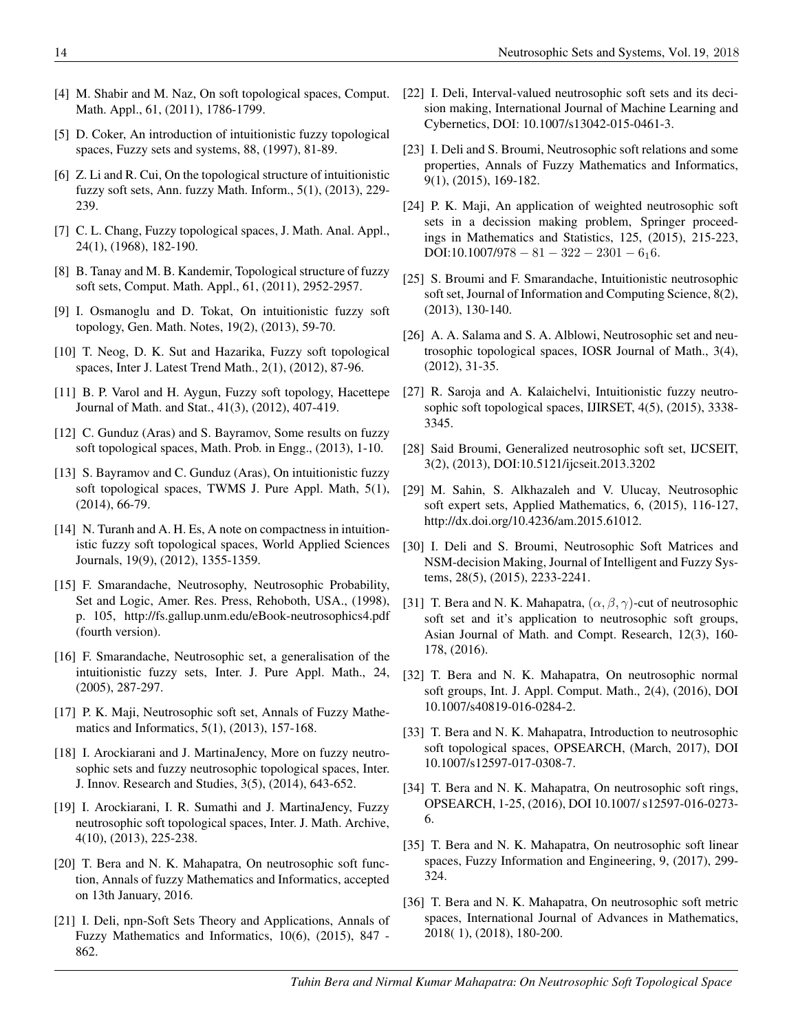[4] M. Shabir and M. Naz, On soft topological spaces, Comput. Math. Appl., 61, (2011), 1786-1799.

[5] D. Coker, An introduction of intuitionistic fuzzy topological spaces, Fuzzy sets and systems, 88, (1997), 81-89.

[6] Z. Li and R. Cui, On the topological structure of intuitionistic fuzzy soft sets, Ann. fuzzy Math. Inform., 5(1), (2013), 229-239.

[7] C. L. Chang, Fuzzy topological spaces, J. Math. Anal. Appl., 24(1), (1968), 182-190.

[8] B. Tanay and M. B. Kandemir, Topological structure of fuzzy soft sets, Comput. Math. Appl., 61, (2011), 2952-2957.

[9] I. Osmanoglu and D. Tokat, On intuitionistic fuzzy soft topology, Gen. Math. Notes, 19(2), (2013), 59-70.

[10] T. Neog, D. K. Sut and Hazarika, Fuzzy soft topological spaces, Inter J. Latest Trend Math., 2(1), (2012), 87-96.

[11] B. P. Varol and H. Aygun, Fuzzy soft topology, Hacettepe Journal of Math. and Stat., 41(3), (2012), 407-419.

[12] C. Gunduz (Aras) and S. Bayramov, Some results on fuzzy soft topological spaces, Math. Prob. in Engg., (2013), 1-10.

[13] S. Bayramov and C. Gunduz (Aras), On intuitionistic fuzzy soft topological spaces, TWMS J. Pure Appl. Math, 5(1), (2014), 66-79.

[14] N. Turanh and A. H. Es, A note on compactness in intuitionistic fuzzy soft topological spaces, World Applied Sciences Journals, 19(9), (2012), 1355-1359.

[15] F. Smarandache, Neutrosophy, Neutrosophic Probability, Set and Logic, Amer. Res. Press, Rehoboth, USA., (1998), p. 105, http://fs.gallup.unm.edu/eBook-neutrosophics4.pdf (fourth version).

[16] F. Smarandache, Neutrosophic set, a generalisation of the intuitionistic fuzzy sets, Inter. J. Pure Appl. Math., 24, (2005), 287-297.

[17] P. K. Maji, Neutrosophic soft set, Annals of Fuzzy Mathematics and Informatics, 5(1), (2013), 157-168.

[18] I. Arockiarani and J. MartinaJency, More on fuzzy neutrosophic sets and fuzzy neutrosophic topological spaces, Inter. J. Innov. Research and Studies, 3(5), (2014), 643-652.

[19] I. Arockiarani, I. R. Sumathi and J. MartinaJency, Fuzzy neutrosophic soft topological spaces, Inter. J. Math. Archive, 4(10), (2013), 225-238.

[20] T. Bera and N. K. Mahapatra, On neutrosophic soft function, Annals of fuzzy Mathematics and Informatics, accepted on 13th January, 2016.

[21] I. Deli, npn-Soft Sets Theory and Applications, Annals of Fuzzy Mathematics and Informatics, 10(6), (2015), 847 - 862.

[22] I. Deli, Interval-valued neutrosophic soft sets and its decision making, International Journal of Machine Learning and Cybernetics, DOI: 10.1007/s13042-015-0461-3.

[23] I. Deli and S. Broumi, Neutrosophic soft relations and some properties, Annals of Fuzzy Mathematics and Informatics, 9(1), (2015), 169-182.

[24] P. K. Maji, An application of weighted neutrosophic soft sets in a decission making problem, Springer proceedings in Mathematics and Statistics, 125, (2015), 215-223, DOI:10.1007/$978-81-322-2301-6_16$.

[25] S. Broumi and F. Smarandache, Intuitionistic neutrosophic soft set, Journal of Information and Computing Science, 8(2), (2013), 130-140.

[26] A. A. Salama and S. A. Alblowi, Neutrosophic set and neutrosophic topological spaces, IOSR Journal of Math., 3(4), (2012), 31-35.

[27] R. Saroja and A. Kalaichelvi, Intuitionistic fuzzy neutrosophic soft topological spaces, IJIRSET, 4(5), (2015), 3338-3345.

[28] Said Broumi, Generalized neutrosophic soft set, IJCSEIT, 3(2), (2013), DOI:10.5121/ijcseit.2013.3202

[29] M. Sahin, S. Alkhazaleh and V. Ulucay, Neutrosophic soft expert sets, Applied Mathematics, 6, (2015), 116-127, http://dx.doi.org/10.4236/am.2015.61012.

[30] I. Deli and S. Broumi, Neutrosophic Soft Matrices and NSM-decision Making, Journal of Intelligent and Fuzzy Systems, 28(5), (2015), 2233-2241.

[31] T. Bera and N. K. Mahapatra, $(\alpha, \beta, \gamma)$-cut of neutrosophic soft set and it's application to neutrosophic soft groups, Asian Journal of Math. and Compt. Research, 12(3), 160-178, (2016).

[32] T. Bera and N. K. Mahapatra, On neutrosophic normal soft groups, Int. J. Appl. Comput. Math., 2(4), (2016), DOI 10.1007/s40819-016-0284-2.

[33] T. Bera and N. K. Mahapatra, Introduction to neutrosophic soft topological spaces, OPSEARCH, (March, 2017), DOI 10.1007/s12597-017-0308-7.

[34] T. Bera and N. K. Mahapatra, On neutrosophic soft rings, OPSEARCH, 1-25, (2016), DOI 10.1007/ s12597-016-0273-6.

[35] T. Bera and N. K. Mahapatra, On neutrosophic soft linear spaces, Fuzzy Information and Engineering, 9, (2017), 299-324.

[36] T. Bera and N. K. Mahapatra, On neutrosophic soft metric spaces, International Journal of Advances in Mathematics, 2018( 1), (2018), 180-200.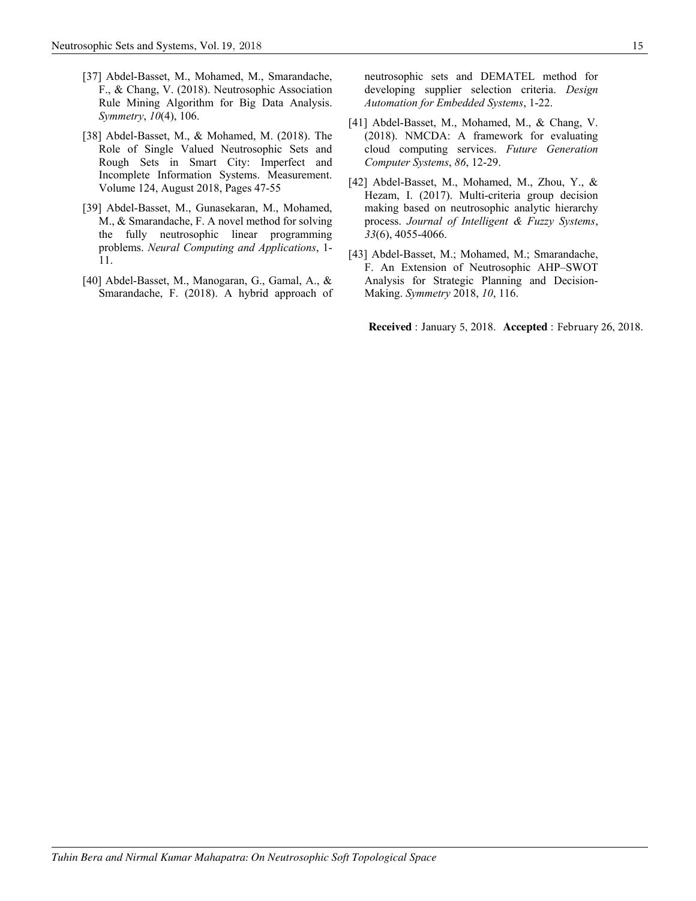[37] Abdel-Basset, M., Mohamed, M., Smarandache, F., & Chang, V. (2018). Neutrosophic Association Rule Mining Algorithm for Big Data Analysis. *Symmetry*, *10*(4), 106.

[38] Abdel-Basset, M., & Mohamed, M. (2018). The Role of Single Valued Neutrosophic Sets and Rough Sets in Smart City: Imperfect and Incomplete Information Systems. Measurement. Volume 124, August 2018, Pages 47-55

[39] Abdel-Basset, M., Gunasekaran, M., Mohamed, M., & Smarandache, F. A novel method for solving the fully neutrosophic linear programming problems. *Neural Computing and Applications*, 1-11.

[40] Abdel-Basset, M., Manogaran, G., Gamal, A., & Smarandache, F. (2018). A hybrid approach of neutrosophic sets and DEMATEL method for developing supplier selection criteria. *Design Automation for Embedded Systems*, 1-22.

[41] Abdel-Basset, M., Mohamed, M., & Chang, V. (2018). NMCDA: A framework for evaluating cloud computing services. *Future Generation Computer Systems*, *86*, 12-29.

[42] Abdel-Basset, M., Mohamed, M., Zhou, Y., & Hezam, I. (2017). Multi-criteria group decision making based on neutrosophic analytic hierarchy process. *Journal of Intelligent & Fuzzy Systems*, *33*(6), 4055-4066.

[43] Abdel-Basset, M.; Mohamed, M.; Smarandache, F. An Extension of Neutrosophic AHP–SWOT Analysis for Strategic Planning and Decision-Making. *Symmetry* 2018, *10*, 116.

**Received** : January 5, 2018. **Accepted** : February 26, 2018.